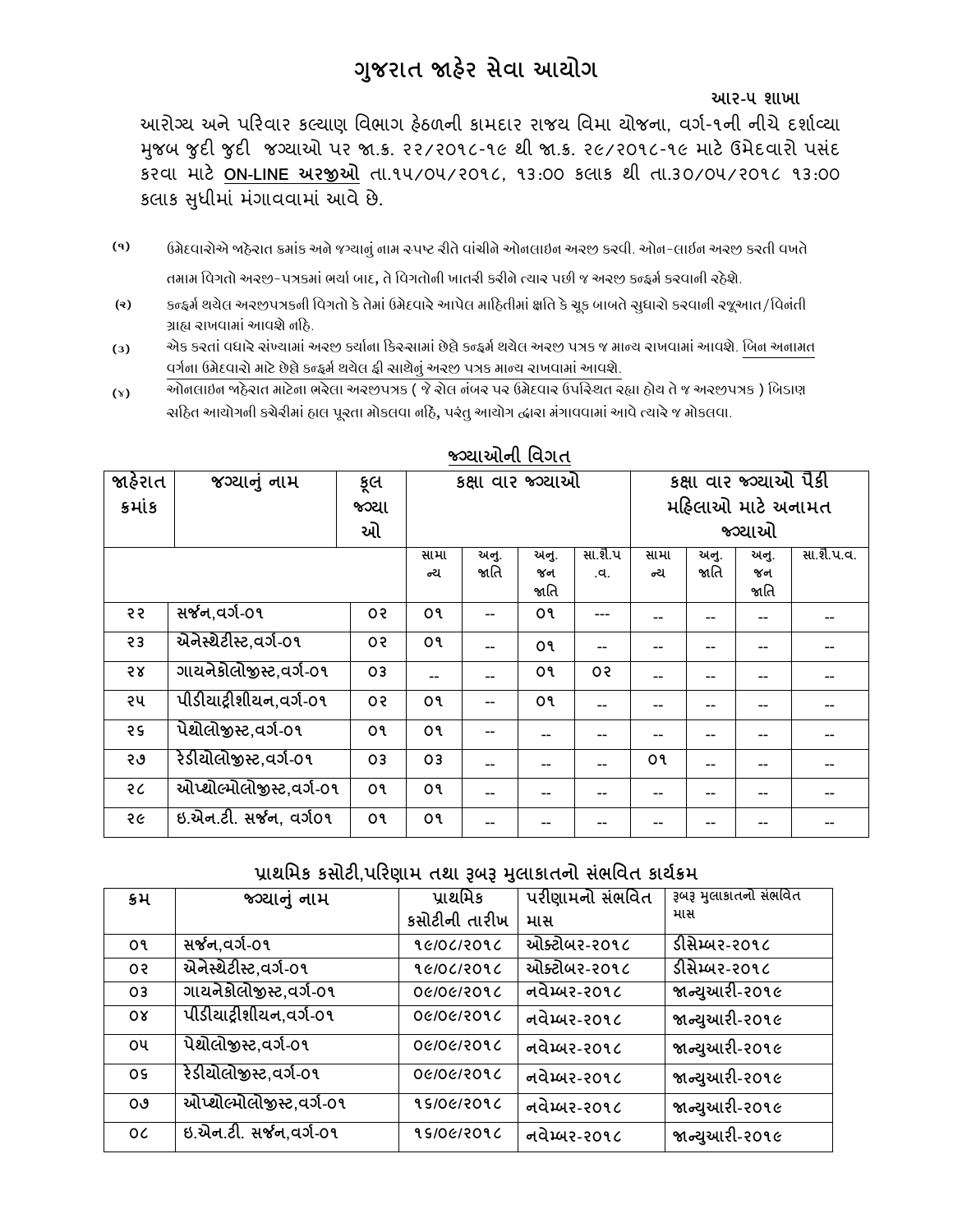# ગુજરાત જાહેર સેવા આયોગ

**આર-પ શાખા**

આરોગ્ય અને પરિવાર કલ્યાણ વિભાગ હેઠળની કામદાર રાજય વિમા યોજના, વર્ગ-૧ની નીચે દર્શાવ્યા મુજબ જુદી જુદી જગ્યાઓ પર જા.ક્ર. ૨૨/૨૦૧૮-૧૯ થી જા.ક્ર. ૨૯/૨૦૧૮-૧૯ માટે ઉમેદવારો પસંદ કરવા માટે **ON-LINE અરજીઓ** તા.૧૫/૦૫/૨૦૧૮, ૧૩:૦૦ કલાક થી તા.૩૦/૦૫/૨૦૧૮ ૧૩:૦૦ કલાક સુધીમાં મંગાવવામાં આવે છે.

(૧) ઉમેદવારોએ જાહેરાત ક્રમાંક અને જગ્યાનું નામ સ્પષ્ટ રીતે વાંચીને ઓનલાઇન અરજી કરવી. ઓન-લાઈન અરજી કરતી વખતે તમામ વિગતો અરજી-પત્રકમાં ભર્યા બાદ, તે વિગતોની ખાતરી કરીને ત્યાર પછી જ અરજી કન્ફર્મ કરવાની રહેશે.

(૨) કન્ફર્મ થયેલ અરજીપત્રકની વિગતો કે તેમાં ઉમેદવારે આપેલ માહિતીમાં ક્ષતિ કે ચૂક બાબતે સુધારો કરવાની રજૂઆત/વિનંતી ગ્રાહ્ય રાખવામાં આવશે નહિ.

(૩) એક કરતાં વધારે સંખ્યામાં અરજી કર્યાના કિસ્સામાં છેલ્લે કન્ફર્મ થયેલ અરજી પત્રક જ માન્ય રાખવામાં આવશે. બિન અનામત વર્ગના ઉમેદવારો માટે છેલ્લે કન્ફર્મ થયેલ ફી સાથેનું અરજી પત્રક માન્ય રાખવામાં આવશે.

(૪) ઓનલાઇન જાહેરાત માટેના ભરેલા અરજીપત્રક ( જે રોલ નંબર પર ઉમેદવાર ઉપસ્થિત રહ્યા હોય તે જ અરજીપત્રક ) બિડાણ સહિત આયોગની કચેરીમાં હાલ પૂરતા મોકલવા નહિ, પરંતુ આયોગ દ્વારા મંગાવવામાં આવે ત્યારે જ મોકલવા.

## જગ્યાઓની વિગત

| જાહેરાત ક્રમાંક | જગ્યાનું નામ | કૂલ જગ્યાઓ | કક્ષા વાર જગ્યાઓ | | | | કક્ષા વાર જગ્યાઓ પૈકી મહિલાઓ માટે અનામત જગ્યાઓ | | | |
|---|---|---|---|---|---|---|---|---|---|---|
| | | | સામાન્ય | અનુ. જાતિ | અનુ. જન જાતિ | સા.શૈ.પ.વ. | સામાન્ય | અનુ. જાતિ | અનુ. જન જાતિ | સા.શૈ.પ.વ. |
| ૨૨ | સર્જન,વર્ગ-૦૧ | ૦૨ | ૦૧ | -- | ૦૧ | --- | -- | -- | -- | -- |
| ૨૩ | એનેસ્થેટીસ્ટ,વર્ગ-૦૧ | ૦૨ | ૦૧ | -- | ૦૧ | -- | -- | -- | -- | -- |
| ૨૪ | ગાયનેકોલોજીસ્ટ,વર્ગ-૦૧ | ૦૩ | -- | -- | ૦૧ | ૦૨ | -- | -- | -- | -- |
| ૨૫ | પીડીયાટ્રીશીયન,વર્ગ-૦૧ | ૦૨ | ૦૧ | -- | ૦૧ | -- | -- | -- | -- | -- |
| ૨૬ | પેથોલોજીસ્ટ,વર્ગ-૦૧ | ૦૧ | ૦૧ | -- | -- | -- | -- | -- | -- | -- |
| ૨૭ | રેડીયોલોજીસ્ટ,વર્ગ-૦૧ | ૦૩ | ૦૩ | -- | -- | -- | ૦૧ | -- | -- | -- |
| ૨૮ | ઓપ્થોલ્મોલોજીસ્ટ,વર્ગ-૦૧ | ૦૧ | ૦૧ | -- | -- | -- | -- | -- | -- | -- |
| ૨૯ | ઇ.એન.ટી. સર્જન, વર્ગ૦૧ | ૦૧ | ૦૧ | -- | -- | -- | -- | -- | -- | -- |

## પ્રાથમિક કસોટી,પરિણામ તથા રૂબરૂ મુલાકાતનો સંભવિત કાર્યક્રમ

| ક્રમ | જગ્યાનું નામ | પ્રાથમિક કસોટીની તારીખ | પરીણામનો સંભવિત માસ | રૂબરૂ મુલાકાતનો સંભવિત માસ |
|---|---|---|---|---|
| ૦૧ | સર્જન,વર્ગ-૦૧ | ૧૯/૦૮/૨૦૧૮ | ઓક્ટોબર-૨૦૧૮ | ડીસેમ્બર-૨૦૧૮ |
| ૦૨ | એનેસ્થેટીસ્ટ,વર્ગ-૦૧ | ૧૯/૦૮/૨૦૧૮ | ઓક્ટોબર-૨૦૧૮ | ડીસેમ્બર-૨૦૧૮ |
| ૦૩ | ગાયનેકોલોજીસ્ટ,વર્ગ-૦૧ | ૦૯/૦૯/૨૦૧૮ | નવેમ્બર-૨૦૧૮ | જાન્યુઆરી-૨૦૧૯ |
| ૦૪ | પીડીયાટ્રીશીયન,વર્ગ-૦૧ | ૦૯/૦૯/૨૦૧૮ | નવેમ્બર-૨૦૧૮ | જાન્યુઆરી-૨૦૧૯ |
| ૦૫ | પેથોલોજીસ્ટ,વર્ગ-૦૧ | ૦૯/૦૯/૨૦૧૮ | નવેમ્બર-૨૦૧૮ | જાન્યુઆરી-૨૦૧૯ |
| ૦૬ | રેડીયોલોજીસ્ટ,વર્ગ-૦૧ | ૦૯/૦૯/૨૦૧૮ | નવેમ્બર-૨૦૧૮ | જાન્યુઆરી-૨૦૧૯ |
| ૦૭ | ઓપ્થોલ્મોલોજીસ્ટ,વર્ગ-૦૧ | ૧૬/૦૯/૨૦૧૮ | નવેમ્બર-૨૦૧૮ | જાન્યુઆરી-૨૦૧૯ |
| ૦૮ | ઇ.એન.ટી. સર્જન,વર્ગ-૦૧ | ૧૬/૦૯/૨૦૧૮ | નવેમ્બર-૨૦૧૮ | જાન્યુઆરી-૨૦૧૯ |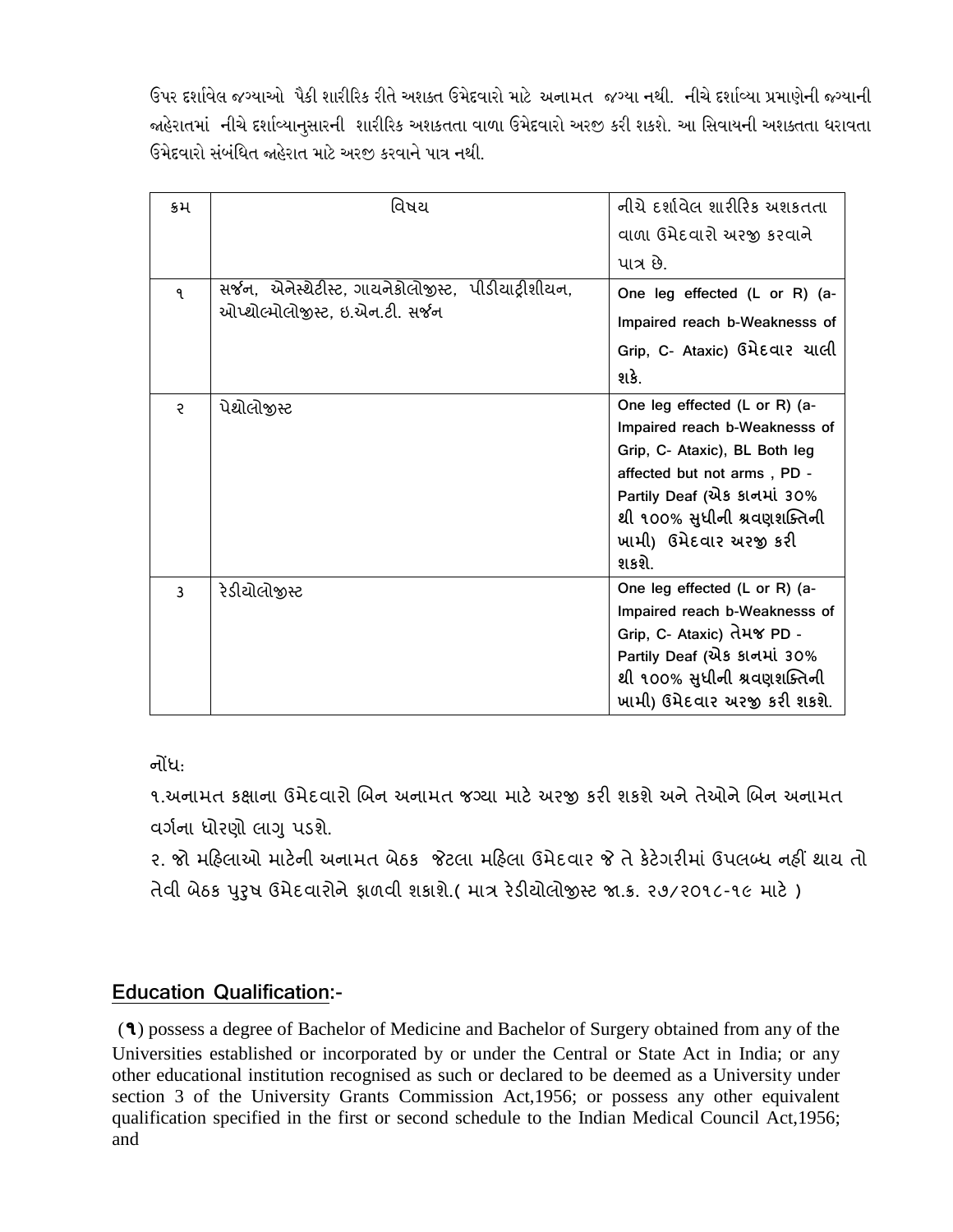ઉપર દર્શાવેલ જગ્યાઓ પૈકી શારીરિક રીતે અશક્ત ઉમેદવારો માટે અનામત જગ્યા નથી. નીચે દર્શાવ્યા પ્રમાણેની જગ્યાની જાહેરાતમાં નીચે દર્શાવ્યાનુસારની શારીરિક અશક્તતા વાળા ઉમેદવારો અરજી કરી શકશે. આ સિવાયની અશક્તતા ધરાવતા ઉમેદવારો સંબંધિત જાહેરાત માટે અરજી કરવાને પાત્ર નથી.

| ક્રમ | વિષય | નીચે દર્શાવેલ શારીરિક અશકતતા વાળા ઉમેદવારો અરજી કરવાને પાત્ર છે. |
|---|---|---|
| ૧ | સર્જન, એનેસ્થેટીસ્ટ, ગાયનેકોલોજીસ્ટ, પીડીયાટ્રીશીયન, ઓપ્થોલ્મોલોજીસ્ટ, ઇ.એન.ટી. સર્જન | One leg effected (L or R) (a- Impaired reach b-Weaknesss of Grip, C- Ataxic) ઉમેદવાર ચાલી શકે. |
| ૨ | પેથોલોજીસ્ટ | One leg effected (L or R) (a- Impaired reach b-Weaknesss of Grip, C- Ataxic), BL Both leg affected but not arms , PD - Partily Deaf (એક કાનમાં 30% થી ૧૦૦% સુધીની શ્રવણશક્તિની ખામી) ઉમેદવાર અરજી કરી શકશે. |
| ૩ | રેડીયોલોજીસ્ટ | One leg effected (L or R) (a- Impaired reach b-Weaknesss of Grip, C- Ataxic) તેમજ PD - Partily Deaf (એક કાનમાં 30% થી ૧૦૦% સુધીની શ્રવણશક્તિની ખામી) ઉમેદવાર અરજી કરી શકશે. |

નોંધ:

૧.અનામત કક્ષાના ઉમેદવારો બિન અનામત જગ્યા માટે અરજી કરી શકશે અને તેઓને બિન અનામત વર્ગના ધોરણો લાગુ પડશે.

૨. જો મહિલાઓ માટેની અનામત બેઠક જેટલા મહિલા ઉમેદવાર જે તે કેટેગરીમાં ઉપલબ્ધ નહીં થાય તો તેવી બેઠક પુરુષ ઉમેદવારોને ફાળવી શકાશે.( માત્ર રેડીયોલોજીસ્ટ જા.ક્ર. ૨૭/૨૦૧૮-૧૯ માટે )

## Education Qualification:-

(૧) possess a degree of Bachelor of Medicine and Bachelor of Surgery obtained from any of the Universities established or incorporated by or under the Central or State Act in India; or any other educational institution recognised as such or declared to be deemed as a University under section 3 of the University Grants Commission Act,1956; or possess any other equivalent qualification specified in the first or second schedule to the Indian Medical Council Act,1956; and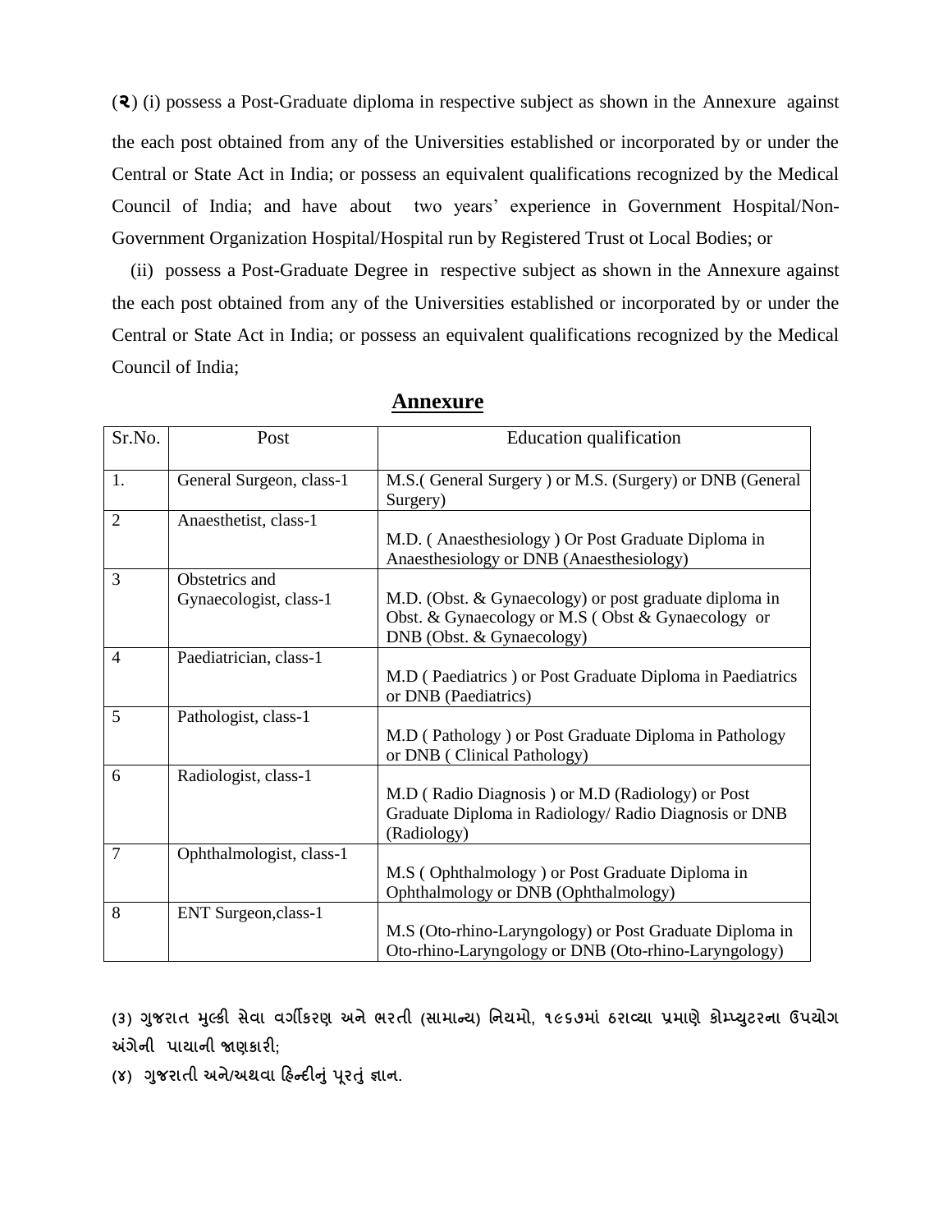(૨) (i) possess a Post-Graduate diploma in respective subject as shown in the Annexure against the each post obtained from any of the Universities established or incorporated by or under the Central or State Act in India; or possess an equivalent qualifications recognized by the Medical Council of India; and have about two years' experience in Government Hospital/Non-Government Organization Hospital/Hospital run by Registered Trust ot Local Bodies; or

(ii) possess a Post-Graduate Degree in respective subject as shown in the Annexure against the each post obtained from any of the Universities established or incorporated by or under the Central or State Act in India; or possess an equivalent qualifications recognized by the Medical Council of India;

## Annexure

| Sr.No. | Post | Education qualification |
|---|---|---|
| 1. | General Surgeon, class-1 | M.S.( General Surgery ) or M.S. (Surgery) or DNB (General Surgery) |
| 2 | Anaesthetist, class-1 | M.D. ( Anaesthesiology ) Or Post Graduate Diploma in Anaesthesiology or DNB (Anaesthesiology) |
| 3 | Obstetrics and Gynaecologist, class-1 | M.D. (Obst. & Gynaecology) or post graduate diploma in Obst. & Gynaecology or M.S ( Obst & Gynaecology or DNB (Obst. & Gynaecology) |
| 4 | Paediatrician, class-1 | M.D ( Paediatrics ) or Post Graduate Diploma in Paediatrics or DNB (Paediatrics) |
| 5 | Pathologist, class-1 | M.D ( Pathology ) or Post Graduate Diploma in Pathology or DNB ( Clinical Pathology) |
| 6 | Radiologist, class-1 | M.D ( Radio Diagnosis ) or M.D (Radiology) or Post Graduate Diploma in Radiology/ Radio Diagnosis or DNB (Radiology) |
| 7 | Ophthalmologist, class-1 | M.S ( Ophthalmology ) or Post Graduate Diploma in Ophthalmology or DNB (Ophthalmology) |
| 8 | ENT Surgeon,class-1 | M.S (Oto-rhino-Laryngology) or Post Graduate Diploma in Oto-rhino-Laryngology or DNB (Oto-rhino-Laryngology) |

**(૩) ગુજરાત મુલ્કી સેવા વર્ગીકરણ અને ભરતી (સામાન્ય) નિયમો, ૧૯૬૭માં ઠરાવ્યા પ્રમાણે કોમ્પ્યુટરના ઉપયોગ અંગેની પાયાની જાણકારી;**

**(૪) ગુજરાતી અને/અથવા હિન્દીનું પૂરતું જ્ઞાન.**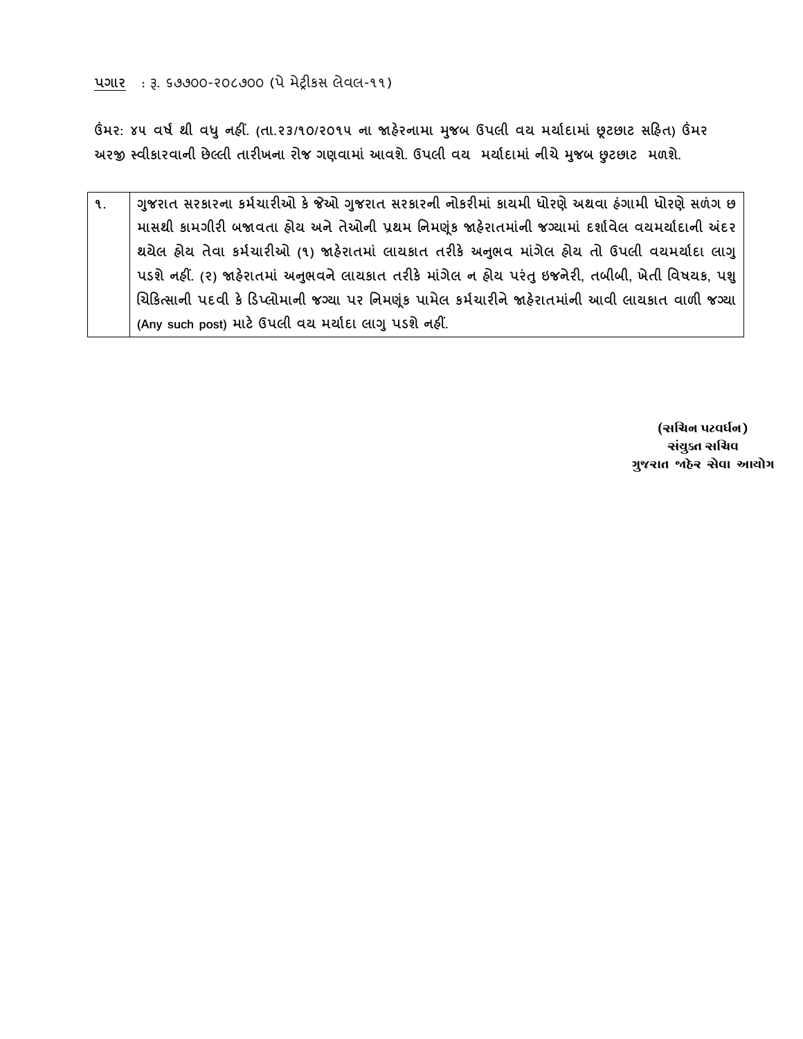<u>પગાર</u> : રૂ. ૬૭૭૦૦-૨૦૮૭૦૦ (પે મેટ્રીકસ લેવલ-૧૧)

**ઉંમર: ૪૫ વર્ષ થી વધુ નહીં. (તા.૨૩/૧૦/૨૦૧૫ ના જાહેરનામા મુજબ ઉપલી વય મર્યાદામાં છૂટછાટ સહિત) ઉંમર અરજી સ્વીકારવાની છેલ્લી તારીખના રોજ ગણવામાં આવશે. ઉપલી વય મર્યાદામાં નીચે મુજબ છુટછાટ મળશે.**

| | |
|---|---|
| ૧. | ગુજરાત સરકારના કર્મચારીઓ કે જેઓ ગુજરાત સરકારની નોકરીમાં કાયમી ધોરણે અથવા હંગામી ધોરણે સળંગ છ માસથી કામગીરી બજાવતા હોય અને તેઓની પ્રથમ નિમણૂંક જાહેરાતમાંની જગ્યામાં દર્શાવેલ વયમર્યાદાની અંદર થયેલ હોય તેવા કર્મચારીઓ (૧) જાહેરાતમાં લાયકાત તરીકે અનુભવ માંગેલ હોય તો ઉપલી વયમર્યાદા લાગુ પડશે નહીં. (૨) જાહેરાતમાં અનુભવને લાયકાત તરીકે માંગેલ ન હોય પરંતુ ઇજનેરી, તબીબી, ખેતી વિષયક, પશુ ચિકિત્સાની પદવી કે ડિપ્લોમાની જગ્યા પર નિમણૂંક પામેલ કર્મચારીને જાહેરાતમાંની આવી લાયકાત વાળી જગ્યા (Any such post) માટે ઉપલી વય મર્યાદા લાગુ પડશે નહીં. |

**(સચિન પટવર્ધન)**
**સંયુક્ત સચિવ**
**ગુજરાત જાહેર સેવા આયોગ**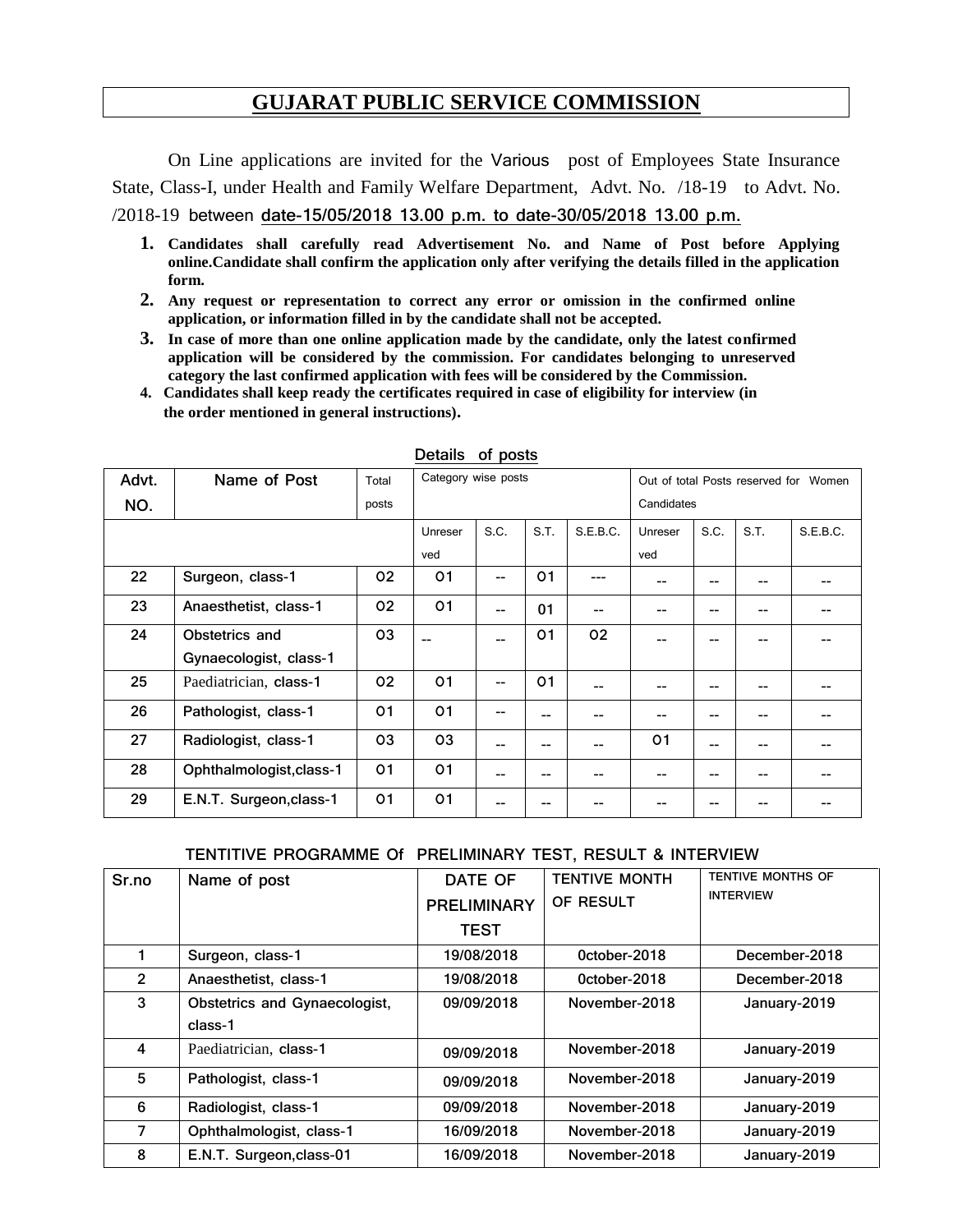# GUJARAT PUBLIC SERVICE COMMISSION

On Line applications are invited for the Various post of Employees State Insurance State, Class-I, under Health and Family Welfare Department, Advt. No. /18-19 to Advt. No. /2018-19 between date-15/05/2018 13.00 p.m. to date-30/05/2018 13.00 p.m.

1. **Candidates shall carefully read Advertisement No. and Name of Post before Applying online.Candidate shall confirm the application only after verifying the details filled in the application form.**
2. **Any request or representation to correct any error or omission in the confirmed online application, or information filled in by the candidate shall not be accepted.**
3. **In case of more than one online application made by the candidate, only the latest confirmed application will be considered by the commission. For candidates belonging to unreserved category the last confirmed application with fees will be considered by the Commission.**
4. **Candidates shall keep ready the certificates required in case of eligibility for interview (in the order mentioned in general instructions).**

**Details of posts**

| Advt. NO. | Name of Post | Total posts | Category wise posts | | | | Out of total Posts reserved for Women Candidates | | | |
|---|---|---|---|---|---|---|---|---|---|---|
| | | | Unreserved | S.C. | S.T. | S.E.B.C. | Unreserved | S.C. | S.T. | S.E.B.C. |
| 22 | Surgeon, class-1 | 02 | 01 | -- | 01 | --- | -- | -- | -- | -- |
| 23 | Anaesthetist, class-1 | 02 | 01 | -- | 01 | -- | -- | -- | -- | -- |
| 24 | Obstetrics and Gynaecologist, class-1 | 03 | -- | -- | 01 | 02 | -- | -- | -- | -- |
| 25 | Paediatrician, class-1 | 02 | 01 | -- | 01 | -- | -- | -- | -- | -- |
| 26 | Pathologist, class-1 | 01 | 01 | -- | -- | -- | -- | -- | -- | -- |
| 27 | Radiologist, class-1 | 03 | 03 | -- | -- | -- | 01 | -- | -- | -- |
| 28 | Ophthalmologist,class-1 | 01 | 01 | -- | -- | -- | -- | -- | -- | -- |
| 29 | E.N.T. Surgeon,class-1 | 01 | 01 | -- | -- | -- | -- | -- | -- | -- |

**TENTITIVE PROGRAMME Of PRELIMINARY TEST, RESULT & INTERVIEW**

| Sr.no | Name of post | DATE OF PRELIMINARY TEST | TENTIVE MONTH OF RESULT | TENTIVE MONTHS OF INTERVIEW |
|---|---|---|---|---|
| 1 | Surgeon, class-1 | 19/08/2018 | 0ctober-2018 | December-2018 |
| 2 | Anaesthetist, class-1 | 19/08/2018 | 0ctober-2018 | December-2018 |
| 3 | Obstetrics and Gynaecologist, class-1 | 09/09/2018 | November-2018 | January-2019 |
| 4 | Paediatrician, class-1 | 09/09/2018 | November-2018 | January-2019 |
| 5 | Pathologist, class-1 | 09/09/2018 | November-2018 | January-2019 |
| 6 | Radiologist, class-1 | 09/09/2018 | November-2018 | January-2019 |
| 7 | Ophthalmologist, class-1 | 16/09/2018 | November-2018 | January-2019 |
| 8 | E.N.T. Surgeon,class-01 | 16/09/2018 | November-2018 | January-2019 |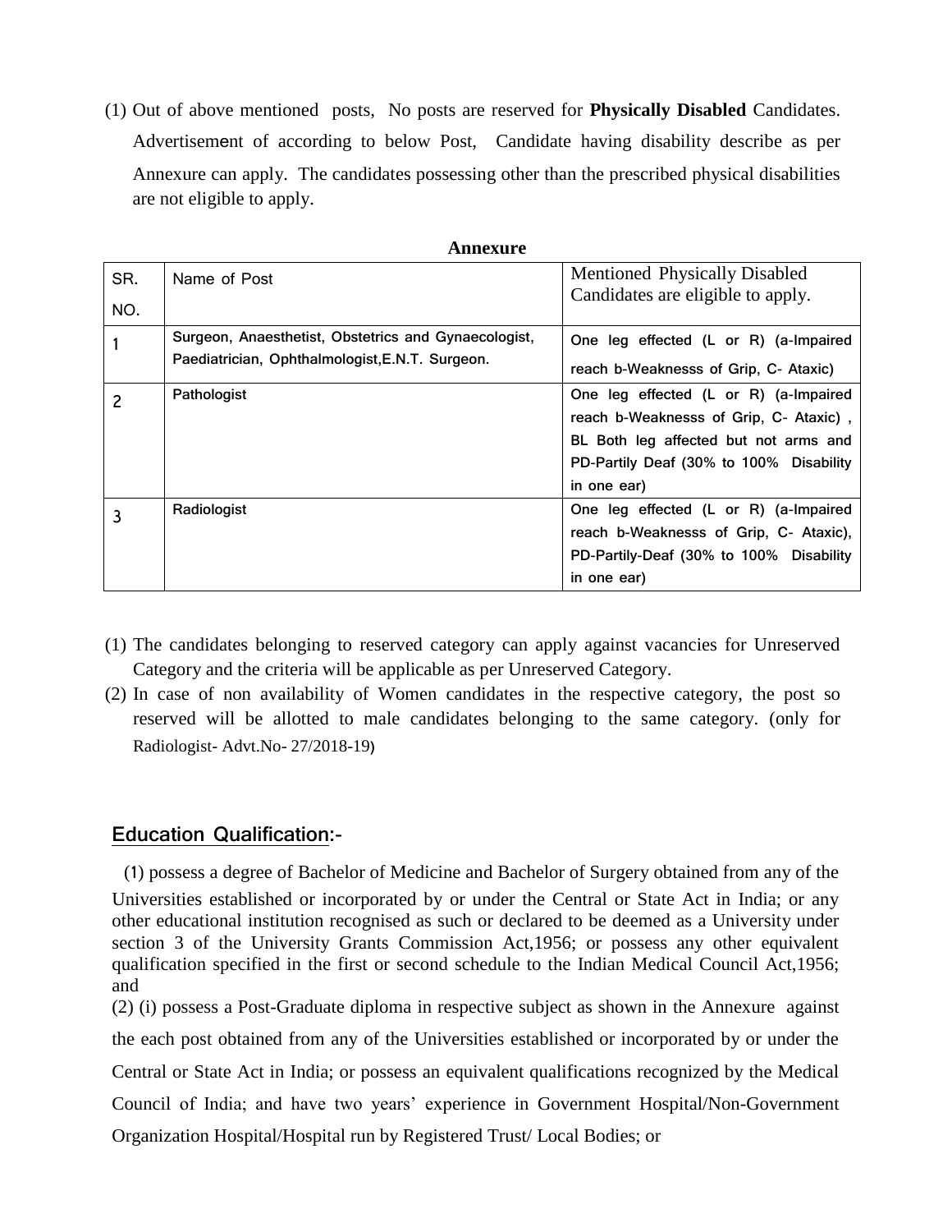(1) Out of above mentioned posts, No posts are reserved for **Physically Disabled** Candidates. Advertisement of according to below Post, Candidate having disability describe as per Annexure can apply. The candidates possessing other than the prescribed physical disabilities are not eligible to apply.

**Annexure**

| SR. NO. | Name of Post | Mentioned Physically Disabled Candidates are eligible to apply. |
|---|---|---|
| 1 | Surgeon, Anaesthetist, Obstetrics and Gynaecologist, Paediatrician, Ophthalmologist,E.N.T. Surgeon. | One leg effected (L or R) (a-Impaired reach b-Weaknesss of Grip, C- Ataxic) |
| 2 | Pathologist | One leg effected (L or R) (a-Impaired reach b-Weaknesss of Grip, C- Ataxic) , BL Both leg affected but not arms and PD-Partily Deaf (30% to 100% Disability in one ear) |
| 3 | Radiologist | One leg effected (L or R) (a-Impaired reach b-Weaknesss of Grip, C- Ataxic), PD-Partily-Deaf (30% to 100% Disability in one ear) |

(1) The candidates belonging to reserved category can apply against vacancies for Unreserved Category and the criteria will be applicable as per Unreserved Category.

(2) In case of non availability of Women candidates in the respective category, the post so reserved will be allotted to male candidates belonging to the same category. (only for Radiologist- Advt.No- 27/2018-19)

## Education Qualification:-

(1) possess a degree of Bachelor of Medicine and Bachelor of Surgery obtained from any of the Universities established or incorporated by or under the Central or State Act in India; or any other educational institution recognised as such or declared to be deemed as a University under section 3 of the University Grants Commission Act,1956; or possess any other equivalent qualification specified in the first or second schedule to the Indian Medical Council Act,1956; and

(2) (i) possess a Post-Graduate diploma in respective subject as shown in the Annexure against the each post obtained from any of the Universities established or incorporated by or under the Central or State Act in India; or possess an equivalent qualifications recognized by the Medical Council of India; and have two years' experience in Government Hospital/Non-Government Organization Hospital/Hospital run by Registered Trust/ Local Bodies; or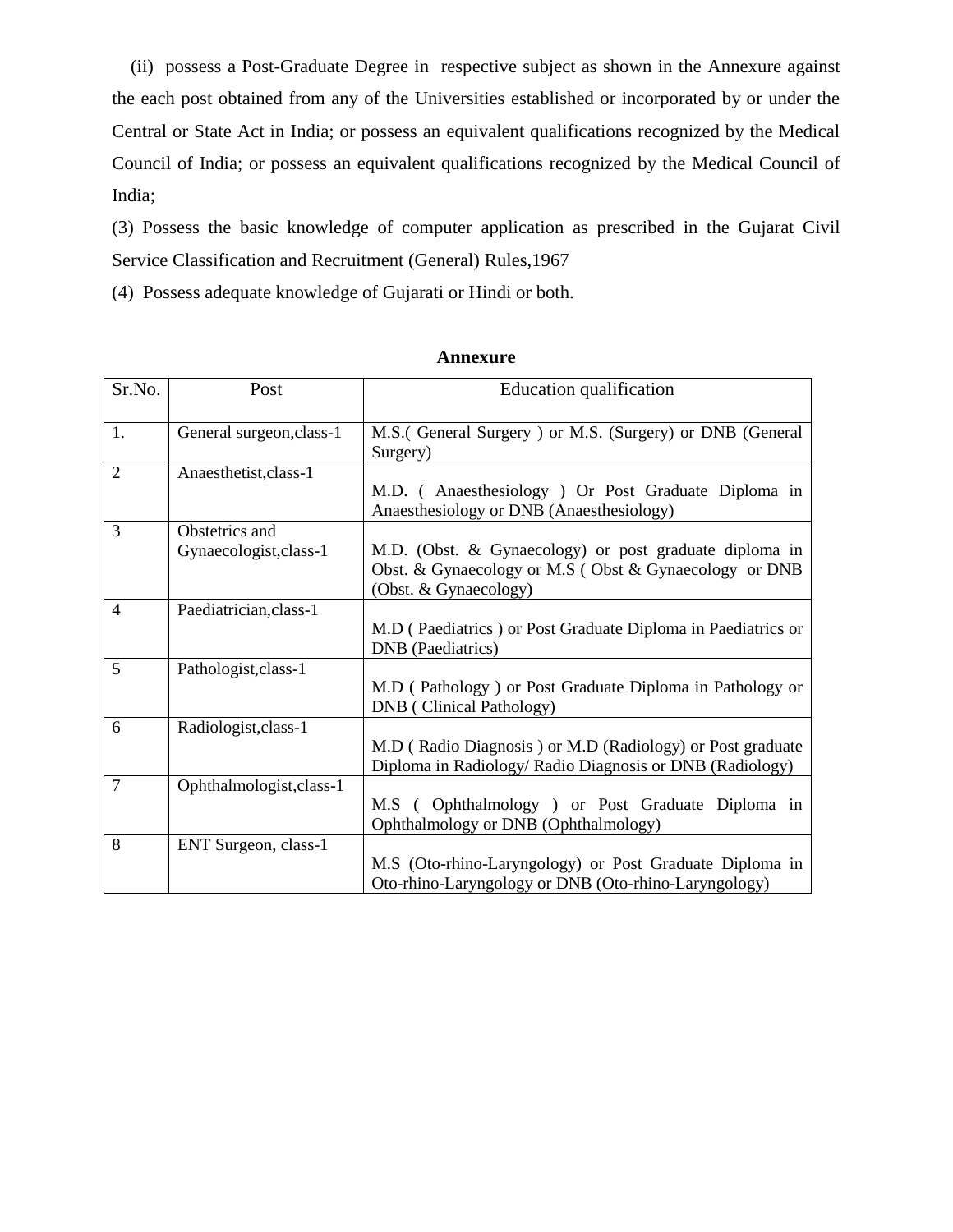(ii) possess a Post-Graduate Degree in respective subject as shown in the Annexure against the each post obtained from any of the Universities established or incorporated by or under the Central or State Act in India; or possess an equivalent qualifications recognized by the Medical Council of India; or possess an equivalent qualifications recognized by the Medical Council of India;

(3) Possess the basic knowledge of computer application as prescribed in the Gujarat Civil Service Classification and Recruitment (General) Rules,1967

(4) Possess adequate knowledge of Gujarati or Hindi or both.

**Annexure**

| Sr.No. | Post | Education qualification |
|---|---|---|
| 1. | General surgeon,class-1 | M.S.( General Surgery ) or M.S. (Surgery) or DNB (General Surgery) |
| 2 | Anaesthetist,class-1 | M.D. ( Anaesthesiology ) Or Post Graduate Diploma in Anaesthesiology or DNB (Anaesthesiology) |
| 3 | Obstetrics and Gynaecologist,class-1 | M.D. (Obst. & Gynaecology) or post graduate diploma in Obst. & Gynaecology or M.S ( Obst & Gynaecology or DNB (Obst. & Gynaecology) |
| 4 | Paediatrician,class-1 | M.D ( Paediatrics ) or Post Graduate Diploma in Paediatrics or DNB (Paediatrics) |
| 5 | Pathologist,class-1 | M.D ( Pathology ) or Post Graduate Diploma in Pathology or DNB ( Clinical Pathology) |
| 6 | Radiologist,class-1 | M.D ( Radio Diagnosis ) or M.D (Radiology) or Post graduate Diploma in Radiology/ Radio Diagnosis or DNB (Radiology) |
| 7 | Ophthalmologist,class-1 | M.S ( Ophthalmology ) or Post Graduate Diploma in Ophthalmology or DNB (Ophthalmology) |
| 8 | ENT Surgeon, class-1 | M.S (Oto-rhino-Laryngology) or Post Graduate Diploma in Oto-rhino-Laryngology or DNB (Oto-rhino-Laryngology) |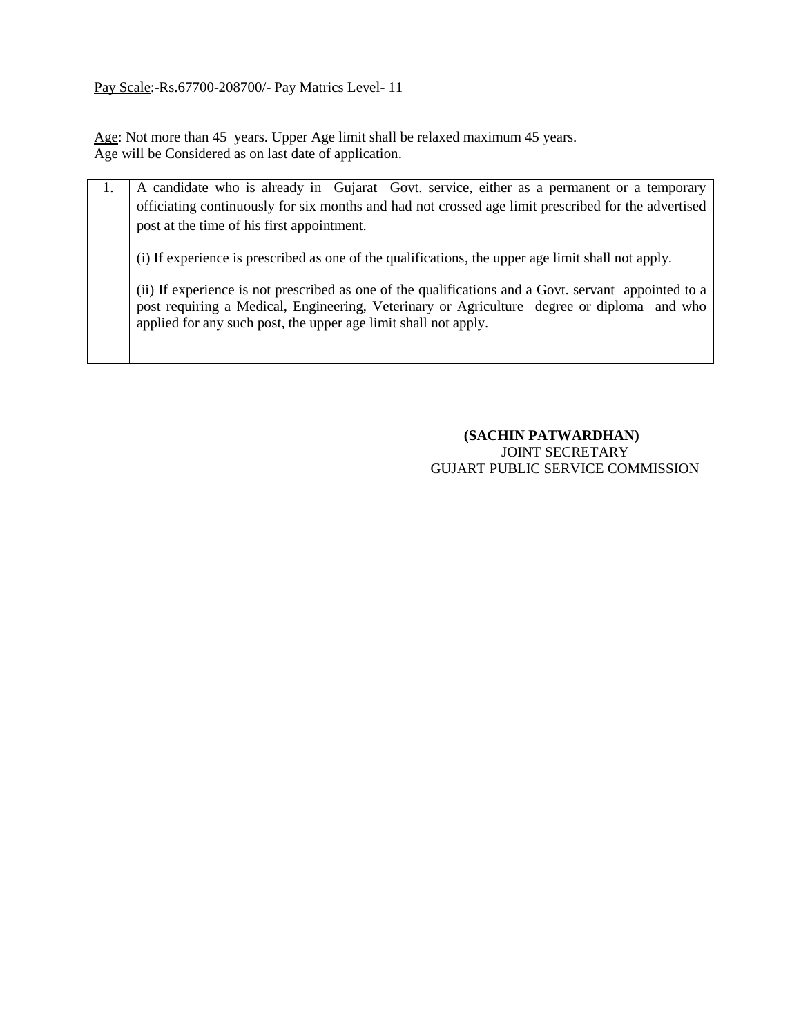Pay Scale:-Rs.67700-208700/- Pay Matrics Level- 11

Age: Not more than 45 years. Upper Age limit shall be relaxed maximum 45 years.
Age will be Considered as on last date of application.

| | |
|---|---|
| 1. | A candidate who is already in Gujarat Govt. service, either as a permanent or a temporary officiating continuously for six months and had not crossed age limit prescribed for the advertised post at the time of his first appointment.<br><br>(i) If experience is prescribed as one of the qualifications, the upper age limit shall not apply.<br><br>(ii) If experience is not prescribed as one of the qualifications and a Govt. servant appointed to a post requiring a Medical, Engineering, Veterinary or Agriculture degree or diploma and who applied for any such post, the upper age limit shall not apply. |

**(SACHIN PATWARDHAN)**
JOINT SECRETARY
GUJART PUBLIC SERVICE COMMISSION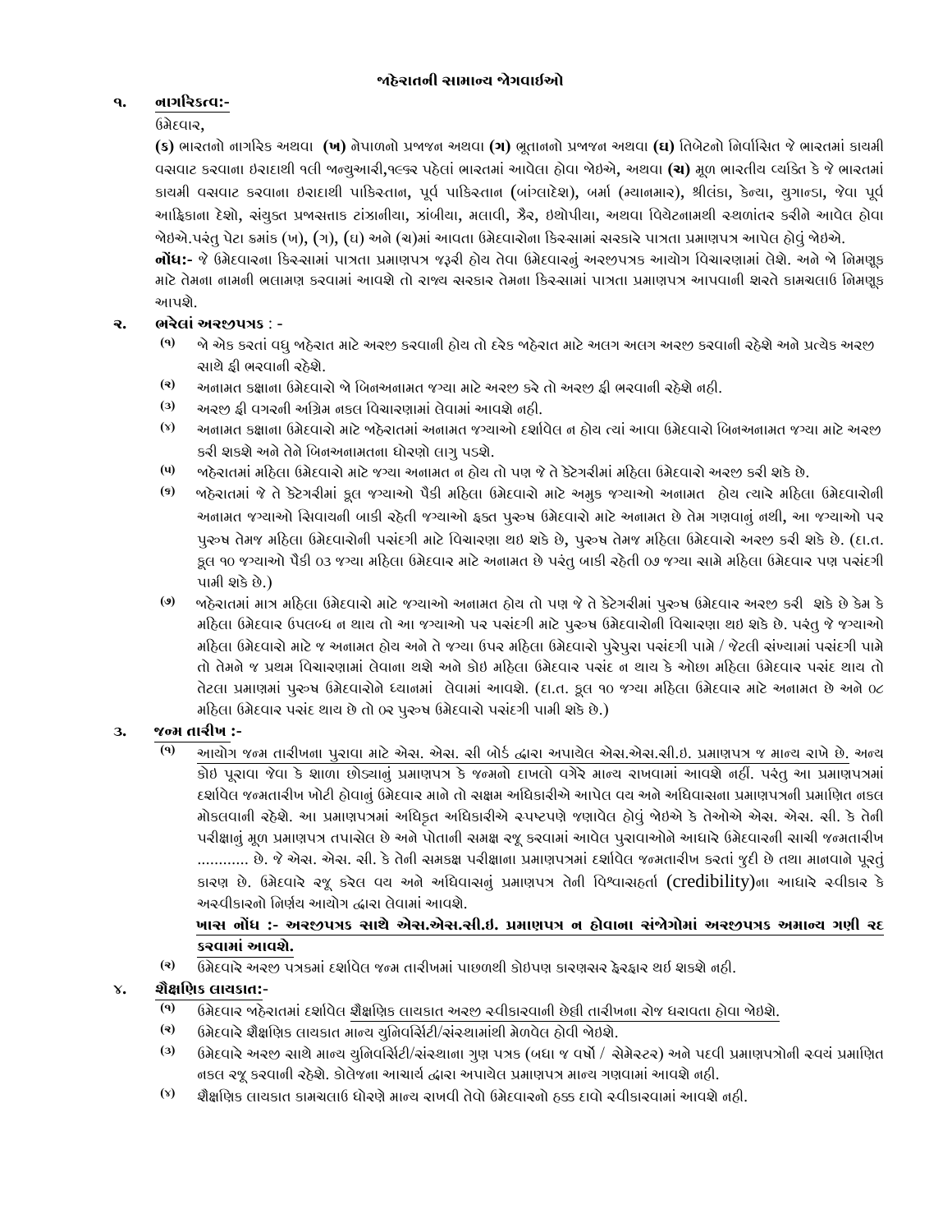# જાહેરાતની સામાન્ય જોગવાઈઓ

## ૧. નાગરિકત્વ:-

ઉમેદવાર,

**(ક)** ભારતનો નાગરિક અથવા **(ખ)** નેપાળનો પ્રજાજન અથવા **(ગ)** ભૂતાનનો પ્રજાજન અથવા **(ઘ)** તિબેટનો નિર્વાસિત જે ભારતમાં કાયમી વસવાટ કરવાના ઇરાદાથી ૧લી જાન્યુઆરી,૧૯૬૨ પહેલાં ભારતમાં આવેલા હોવા જોઇએ, અથવા **(ચ)** મૂળ ભારતીય વ્યક્તિ કે જે ભારતમાં કાયમી વસવાટ કરવાના ઇરાદાથી પાકિસ્તાન, પૂર્વ પાકિસ્તાન (બાંગ્લાદેશ), બર્મા (મ્યાનમાર), શ્રીલંકા, કેન્યા, યુગાન્ડા, જેવા પૂર્વ આફ્રિકાના દેશો, સંયુક્ત પ્રજાસત્તાક ટાંઝાનીયા, ઝાંબીયા, મલાવી, ઝૈર, ઇથોપીયા, અથવા વિયેટનામથી સ્થળાંતર કરીને આવેલ હોવા જોઇએ.પરંતુ પેટા ક્રમાંક (ખ), (ગ), (ઘ) અને (ચ)માં આવતા ઉમેદવારોના કિસ્સામાં સરકારે પાત્રતા પ્રમાણપત્ર આપેલ હોવું જોઇએ.

**નોંધ:-** જે ઉમેદવારના કિસ્સામાં પાત્રતા પ્રમાણપત્ર જરૂરી હોય તેવા ઉમેદવારનું અરજીપત્રક આયોગ વિચારણામાં લેશે. અને જો નિમણૂક માટે તેમના નામની ભલામણ કરવામાં આવશે તો રાજ્ય સરકાર તેમના કિસ્સામાં પાત્રતા પ્રમાણપત્ર આપવાની શરતે કામચલાઉ નિમણૂક આપશે.

## ૨. ભરેલાં અરજીપત્રક : -

(૧) જો એક કરતાં વધુ જાહેરાત માટે અરજી કરવાની હોય તો દરેક જાહેરાત માટે અલગ અલગ અરજી કરવાની રહેશે અને પ્રત્યેક અરજી સાથે ફી ભરવાની રહેશે.

(૨) અનામત કક્ષાના ઉમેદવારો જો બિનઅનામત જગ્યા માટે અરજી કરે તો અરજી ફી ભરવાની રહેશે નહી.

(૩) અરજી ફી વગરની અગ્રિમ નકલ વિચારણામાં લેવામાં આવશે નહી.

(૪) અનામત કક્ષાના ઉમેદવારો માટે જાહેરાતમાં અનામત જગ્યાઓ દર્શાવેલ ન હોય ત્યાં આવા ઉમેદવારો બિનઅનામત જગ્યા માટે અરજી કરી શકશે અને તેને બિનઅનામતના ધોરણો લાગુ પડશે.

(૫) જાહેરાતમાં મહિલા ઉમેદવારો માટે જગ્યા અનામત ન હોય તો પણ જે તે કેટેગરીમાં મહિલા ઉમેદવારો અરજી કરી શકે છે.

(૬) જાહેરાતમાં જે તે કેટેગરીમાં કૂલ જગ્યાઓ પૈકી મહિલા ઉમેદવારો માટે અમુક જગ્યાઓ અનામત હોય ત્યારે મહિલા ઉમેદવારોની અનામત જગ્યાઓ સિવાયની બાકી રહેતી જગ્યાઓ ફક્ત પુરુષ ઉમેદવારો માટે અનામત છે તેમ ગણવાનું નથી, આ જગ્યાઓ પર પુરુષ તેમજ મહિલા ઉમેદવારોની પસંદગી માટે વિચારણા થઇ શકે છે, પુરુષ તેમજ મહિલા ઉમેદવારો અરજી કરી શકે છે. (દા.ત. કૂલ ૧૦ જગ્યાઓ પૈકી ૦૩ જગ્યા મહિલા ઉમેદવાર માટે અનામત છે પરંતુ બાકી રહેતી ૦૭ જગ્યા સામે મહિલા ઉમેદવાર પણ પસંદગી પામી શકે છે.)

(૭) જાહેરાતમાં માત્ર મહિલા ઉમેદવારો માટે જગ્યાઓ અનામત હોય તો પણ જે તે કેટેગરીમાં પુરુષ ઉમેદવાર અરજી કરી શકે છે કેમ કે મહિલા ઉમેદવાર ઉપલબ્ધ ન થાય તો આ જગ્યાઓ પર પસંદગી માટે પુરુષ ઉમેદવારોની વિચારણા થઇ શકે છે. પરંતુ જે જગ્યાઓ મહિલા ઉમેદવારો માટે જ અનામત હોય અને તે જગ્યા ઉપર મહિલા ઉમેદવારો પુરેપુરા પસંદગી પામે / જેટલી સંખ્યામાં પસંદગી પામે તો તેમને જ પ્રથમ વિચારણામાં લેવાના થશે અને કોઇ મહિલા ઉમેદવાર પસંદ ન થાય કે ઓછા મહિલા ઉમેદવાર પસંદ થાય તો તેટલા પ્રમાણમાં પુરુષ ઉમેદવારોને ધ્યાનમાં લેવામાં આવશે. (દા.ત. કૂલ ૧૦ જગ્યા મહિલા ઉમેદવાર માટે અનામત છે અને ૦૮ મહિલા ઉમેદવાર પસંદ થાય છે તો ૦૨ પુરુષ ઉમેદવારો પસંદગી પામી શકે છે.)

## ૩. જન્મ તારીખ :-

(૧) આયોગ જન્મ તારીખના પુરાવા માટે એસ. એસ. સી બોર્ડ દ્વારા અપાયેલ એસ.એસ.સી.ઇ. પ્રમાણપત્ર જ માન્ય રાખે છે. અન્ય કોઇ પૂરાવા જેવા કે શાળા છોડ્યાનું પ્રમાણપત્ર કે જન્મનો દાખલો વગેરે માન્ય રાખવામાં આવશે નહીં. પરંતુ આ પ્રમાણપત્રમાં દર્શાવેલ જન્મતારીખ ખોટી હોવાનું ઉમેદવાર માને તો સક્ષમ અધિકારીએ આપેલ વય અને અધિવાસના પ્રમાણપત્રની પ્રમાણિત નકલ મોકલવાની રહેશે. આ પ્રમાણપત્રમાં અધિકૃત અધિકારીએ સ્પષ્ટપણે જણાવેલ હોવું જોઇએ કે તેઓએ એસ. એસ. સી. કે તેની પરીક્ષાનું મૂળ પ્રમાણપત્ર તપાસેલ છે અને પોતાની સમક્ષ રજૂ કરવામાં આવેલ પુરાવાઓને આધારે ઉમેદવારની સાચી જન્મતારીખ ............ છે. જે એસ. એસ. સી. કે તેની સમકક્ષ પરીક્ષાના પ્રમાણપત્રમાં દર્શાવેલ જન્મતારીખ કરતાં જુદી છે તથા માનવાને પૂરતું કારણ છે. ઉમેદવારે રજૂ કરેલ વય અને અધિવાસનું પ્રમાણપત્ર તેની વિશ્વાસહર્તા (credibility)ના આધારે સ્વીકાર કે અસ્વીકારનો નિર્ણય આયોગ દ્વારા લેવામાં આવશે.

**ખાસ નોંધ :- અરજીપત્રક સાથે એસ.એસ.સી.ઇ. પ્રમાણપત્ર ન હોવાના સંજોગોમાં અરજીપત્રક અમાન્ય ગણી રદ કરવામાં આવશે.**

(૨) ઉમેદવારે અરજી પત્રકમાં દર્શાવેલ જન્મ તારીખમાં પાછળથી કોઇપણ કારણસર ફેરફાર થઇ શકશે નહી.

## ૪. શૈક્ષણિક લાયકાત:-

(૧) ઉમેદવાર જાહેરાતમાં દર્શાવેલ શૈક્ષણિક લાયકાત અરજી સ્વીકારવાની છેલ્લી તારીખના રોજ ધરાવતા હોવા જોઇશે.

(૨) ઉમેદવારે શૈક્ષણિક લાયકાત માન્ય યુનિવર્સિટી/સંસ્થામાંથી મેળવેલ હોવી જોઇશે.

(૩) ઉમેદવારે અરજી સાથે માન્ય યુનિવર્સિટી/સંસ્થાના ગુણ પત્રક (બધા જ વર્ષો / સેમેસ્ટર) અને પદવી પ્રમાણપત્રોની સ્વયં પ્રમાણિત નકલ રજૂ કરવાની રહેશે. કોલેજના આચાર્ય દ્વારા અપાયેલ પ્રમાણપત્ર માન્ય ગણવામાં આવશે નહી.

(૪) શૈક્ષણિક લાયકાત કામચલાઉ ધોરણે માન્ય રાખવી તેવો ઉમેદવારનો હક્ક દાવો સ્વીકારવામાં આવશે નહી.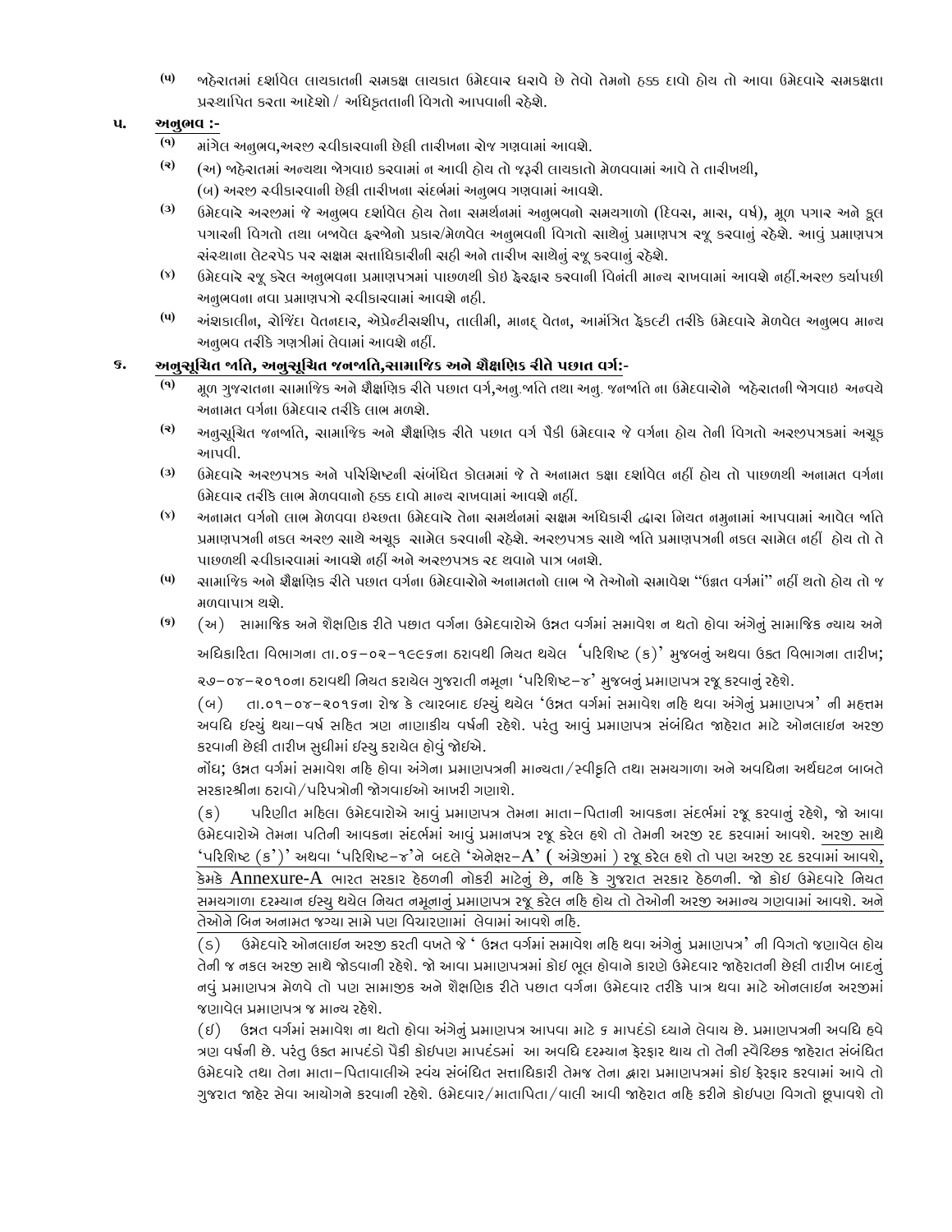(૫) જાહેરાતમાં દર્શાવેલ લાયકાતની સમકક્ષ લાયકાત ઉમેદવાર ધરાવે છે તેવો તેમનો હક્ક દાવો હોય તો આવા ઉમેદવારે સમકક્ષતા પ્રસ્થાપિત કરતા આદેશો / અધિકૃતતાની વિગતો આપવાની રહેશે.

## ૫. અનુભવ :-

(૧) માંગેલ અનુભવ,અરજી સ્વીકારવાની છેલ્લી તારીખના રોજ ગણવામાં આવશે.

(૨) (અ) જાહેરાતમાં અન્યથા જોગવાઇ કરવામાં ન આવી હોય તો જરૂરી લાયકાતો મેળવવામાં આવે તે તારીખથી,
(બ) અરજી સ્વીકારવાની છેલ્લી તારીખના સંદર્ભમાં અનુભવ ગણવામાં આવશે.

(૩) ઉમેદવારે અરજીમાં જે અનુભવ દર્શાવેલ હોય તેના સમર્થનમાં અનુભવનો સમયગાળો (દિવસ, માસ, વર્ષ), મૂળ પગાર અને કૂલ પગારની વિગતો તથા બજાવેલ ફરજોનો પ્રકાર/મેળવેલ અનુભવની વિગતો સાથેનું પ્રમાણપત્ર રજૂ કરવાનું રહેશે. આવું પ્રમાણપત્ર સંસ્થાના લેટરપેડ પર સક્ષમ સત્તાધિકારીની સહી અને તારીખ સાથેનું રજૂ કરવાનું રહેશે.

(૪) ઉમેદવારે રજૂ કરેલ અનુભવના પ્રમાણપત્રમાં પાછળથી કોઇ ફેરફાર કરવાની વિનંતી માન્ય રાખવામાં આવશે નહીં.અરજી કર્યાપછી અનુભવના નવા પ્રમાણપત્રો સ્વીકારવામાં આવશે નહી.

(૫) અંશકાલીન, રોજિંદા વેતનદાર, એપ્રેન્ટીસશીપ, તાલીમી, માનદ્ વેતન, આમંત્રિત ફેકલ્ટી તરીકે ઉમેદવારે મેળવેલ અનુભવ માન્ય અનુભવ તરીકે ગણત્રીમાં લેવામાં આવશે નહીં.

## ૬. અનુસૂચિત જાતિ, અનુસૂચિત જનજાતિ,સામાજિક અને શૈક્ષણિક રીતે પછાત વર્ગ:-

(૧) મૂળ ગુજરાતના સામાજિક અને શૈક્ષણિક રીતે પછાત વર્ગ,અનુ.જાતિ તથા અનુ. જનજાતિ ના ઉમેદવારોને જાહેરાતની જોગવાઇ અન્વયે અનામત વર્ગના ઉમેદવાર તરીકે લાભ મળશે.

(૨) અનુસૂચિત જનજાતિ, સામાજિક અને શૈક્ષણિક રીતે પછાત વર્ગ પૈકી ઉમેદવાર જે વર્ગના હોય તેની વિગતો અરજીપત્રકમાં અચૂક આપવી.

(૩) ઉમેદવારે અરજીપત્રક અને પરિશિષ્ટની સંબંધિત કોલમમાં જે તે અનામત કક્ષા દર્શાવેલ નહીં હોય તો પાછળથી અનામત વર્ગના ઉમેદવાર તરીકે લાભ મેળવવાનો હક્ક દાવો માન્ય રાખવામાં આવશે નહીં.

(૪) અનામત વર્ગનો લાભ મેળવવા ઇચ્છતા ઉમેદવારે તેના સમર્થનમાં સક્ષમ અધિકારી દ્વારા નિયત નમુનામાં આપવામાં આવેલ જાતિ પ્રમાણપત્રની નકલ અરજી સાથે અચૂક સામેલ કરવાની રહેશે. અરજીપત્રક સાથે જાતિ પ્રમાણપત્રની નકલ સામેલ નહીં હોય તો તે પાછળથી સ્વીકારવામાં આવશે નહીં અને અરજીપત્રક રદ થવાને પાત્ર બનશે.

(૫) સામાજિક અને શૈક્ષણિક રીતે પછાત વર્ગના ઉમેદવારોને અનામતનો લાભ જો તેઓનો સમાવેશ "ઉન્નત વર્ગમાં" નહીં થતો હોય તો જ મળવાપાત્ર થશે.

(૬) (અ) સામાજિક અને શૈક્ષણિક રીતે પછાત વર્ગના ઉમેદવારોએ ઉન્નત વર્ગમાં સમાવેશ ન થતો હોવા અંગેનું સામાજિક ન્યાય અને અધિકારિતા વિભાગના તા.૦૬-૦૨-૧૯૯૬ના ઠરાવથી નિયત થયેલ 'પરિશિષ્ટ (ક)' મુજબનું અથવા ઉક્ત વિભાગના તારીખ; ૨૭-૦૪-૨૦૧૦ના ઠરાવથી નિયત કરાયેલ ગુજરાતી નમૂના 'પરિશિષ્ટ-૪' મુજબનું પ્રમાણપત્ર રજૂ કરવાનું રહેશે.

(બ) તા.૦૧-૦૪-૨૦૧૬ના રોજ કે ત્યારબાદ ઇસ્યું થયેલ 'ઉન્નત વર્ગમાં સમાવેશ નહિ થવા અંગેનું પ્રમાણપત્ર' ની મહત્તમ અવધિ ઇસ્યું થયા-વર્ષ સહિત ત્રણ નાણાકીય વર્ષની રહેશે. પરંતુ આવું પ્રમાણપત્ર સંબંધિત જાહેરાત માટે ઓનલાઇન અરજી કરવાની છેલ્લી તારીખ સુધીમાં ઇસ્યુ કરાયેલ હોવું જોઇએ.

નોંધ; ઉન્નત વર્ગમાં સમાવેશ નહિ હોવા અંગેના પ્રમાણપત્રની માન્યતા/સ્વીકૃતિ તથા સમયગાળા અને અવધિના અર્થઘટન બાબતે સરકારશ્રીના ઠરાવો/પરિપત્રોની જોગવાઇઓ આખરી ગણાશે.

(ક) પરિણીત મહિલા ઉમેદવારોએ આવું પ્રમાણપત્ર તેમના માતા-પિતાની આવકના સંદર્ભમાં રજૂ કરવાનું રહેશે, જો આવા ઉમેદવારોએ તેમના પતિની આવકના સંદર્ભમાં આવું પ્રમાનપત્ર રજૂ કરેલ હશે તો તેમની અરજી રદ કરવામાં આવશે. <u>અરજી સાથે 'પરિશિષ્ટ (ક')' અથવા 'પરિશિષ્ટ-૪'ને બદલે 'એનેક્ષર-A' ( અંગ્રેજીમાં ) રજૂ કરેલ હશે તો પણ અરજી રદ કરવામાં આવશે, કેમકે Annexure-A ભારત સરકાર હેઠળની નોકરી માટેનું છે, નહિ કે ગુજરાત સરકાર હેઠળની. જો કોઇ ઉમેદવારે નિયત સમયગાળા દરમ્યાન ઇસ્યુ થયેલ નિયત નમૂનાનું પ્રમાણપત્ર રજૂ કરેલ નહિ હોય તો તેઓની અરજી અમાન્ય ગણવામાં આવશે. અને તેઓને બિન અનામત જગ્યા સામે પણ વિચારણામાં લેવામાં આવશે નહિ.</u>

(ડ) ઉમેદવારે ઓનલાઇન અરજી કરતી વખતે જે ' ઉન્નત વર્ગમાં સમાવેશ નહિ થવા અંગેનું પ્રમાણપત્ર' ની વિગતો જણાવેલ હોય તેની જ નકલ અરજી સાથે જોડવાની રહેશે. જો આવા પ્રમાણપત્રમાં કોઇ ભૂલ હોવાને કારણે ઉમેદવાર જાહેરાતની છેલ્લી તારીખ બાદનું નવું પ્રમાણપત્ર મેળવે તો પણ સામાજીક અને શૈક્ષણિક રીતે પછાત વર્ગના ઉમેદવાર તરીકે પાત્ર થવા માટે ઓનલાઇન અરજીમાં જણાવેલ પ્રમાણપત્ર જ માન્ય રહેશે.

(ઇ) ઉન્નત વર્ગમાં સમાવેશ ના થતો હોવા અંગેનું પ્રમાણપત્ર આપવા માટે ૬ માપદંડો ધ્યાને લેવાય છે. પ્રમાણપત્રની અવધિ હવે ત્રણ વર્ષની છે. પરંતુ ઉક્ત માપદંડો પૈકી કોઇપણ માપદંડમાં આ અવધિ દરમ્યાન ફેરફાર થાય તો તેની સ્વૈચ્છિક જાહેરાત સંબંધિત ઉમેદવારે તથા તેના માતા-પિતાવાલીએ સ્વંય સંબંધિત સત્તાધિકારી તેમજ તેના દ્વારા પ્રમાણપત્રમાં કોઇ ફેરફાર કરવામાં આવે તો ગુજરાત જાહેર સેવા આયોગને કરવાની રહેશે. ઉમેદવાર/માતાપિતા/વાલી આવી જાહેરાત નહિ કરીને કોઇપણ વિગતો છૂપાવશે તો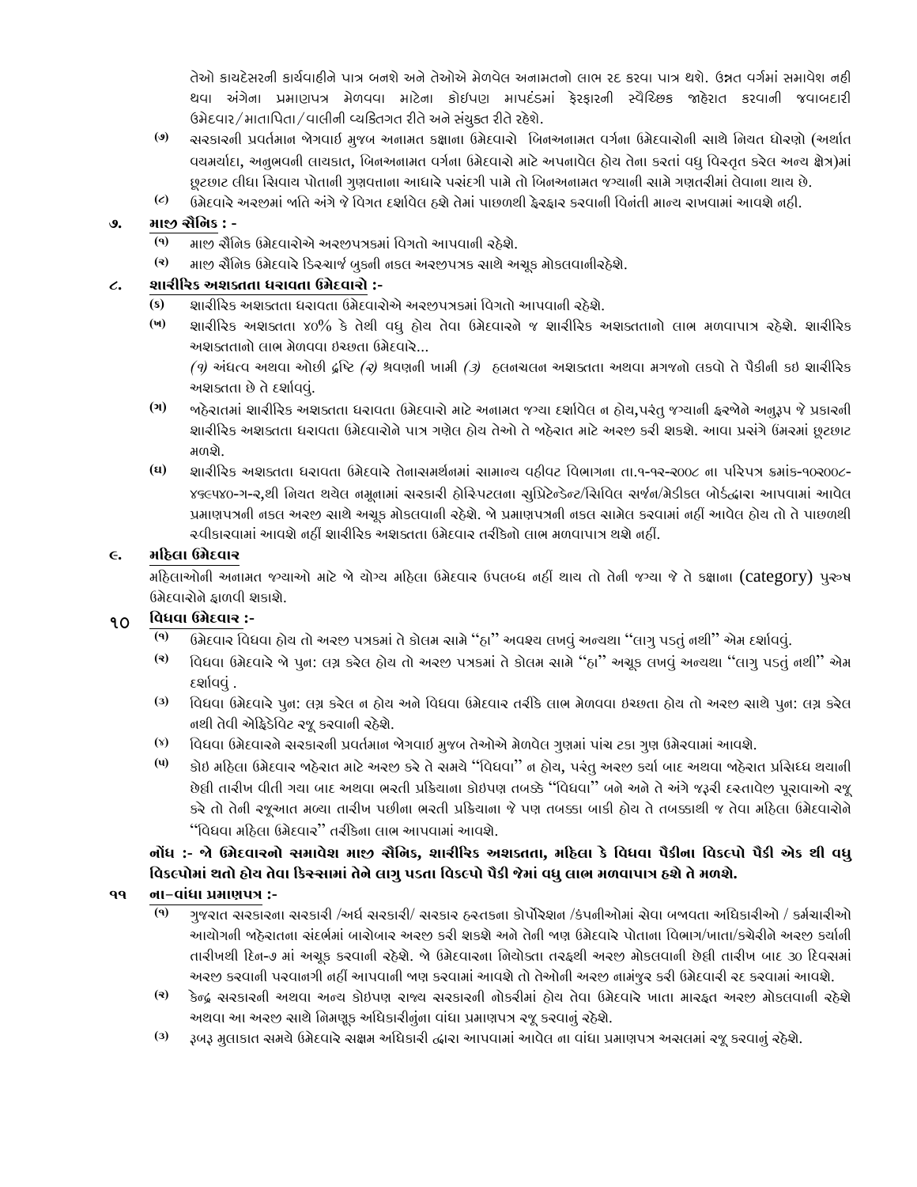તેઓ કાયદેસરની કાર્યવાહીને પાત્ર બનશે અને તેઓએ મેળવેલ અનામતનો લાભ રદ કરવા પાત્ર થશે. ઉન્નત વર્ગમાં સમાવેશ નહી થવા અંગેના પ્રમાણપત્ર મેળવવા માટેના કોઇપણ માપદંડમાં ફેરફારની સ્વૈચ્છિક જાહેરાત કરવાની જવાબદારી ઉમેદવાર/માતાપિતા/વાલીની વ્યક્તિગત રીતે અને સંયુક્ત રીતે રહેશે.

(૭) સરકારની પ્રવર્તમાન જોગવાઈ મુજબ અનામત કક્ષાના ઉમેદવારો બિનઅનામત વર્ગના ઉમેદવારોની સાથે નિયત ધોરણો (અર્થાત વયમર્યાદા, અનુભવની લાયકાત, બિનઅનામત વર્ગના ઉમેદવારો માટે અપનાવેલ હોય તેના કરતાં વધુ વિસ્તૃત કરેલ અન્ય ક્ષેત્ર)માં છૂટછાટ લીધા સિવાય પોતાની ગુણવત્તાના આધારે પસંદગી પામે તો બિનઅનામત જગ્યાની સામે ગણતરીમાં લેવાના થાય છે.

(૮) ઉમેદવારે અરજીમાં જાતિ અંગે જે વિગત દર્શાવેલ હશે તેમાં પાછળથી ફેરફાર કરવાની વિનંતી માન્ય રાખવામાં આવશે નહી.

## ૭. માજી સૈનિક : -

(૧) માજી સૈનિક ઉમેદવારોએ અરજીપત્રકમાં વિગતો આપવાની રહેશે.

(૨) માજી સૈનિક ઉમેદવારે ડિસ્ચાર્જ બુકની નકલ અરજીપત્રક સાથે અચૂક મોકલવાનીરહેશે.

## ૮. શારીરિક અશક્તતા ધરાવતા ઉમેદવારો :-

(ક) શારીરિક અશક્તતા ધરાવતા ઉમેદવારોએ અરજીપત્રકમાં વિગતો આપવાની રહેશે.

(ખ) શારીરિક અશક્તતા ૪૦% કે તેથી વધુ હોય તેવા ઉમેદવારને જ શારીરિક અશક્તતાનો લાભ મળવાપાત્ર રહેશે. શારીરિક અશક્તતાનો લાભ મેળવવા ઇચ્છતા ઉમેદવારે...

*(૧)* અંધત્વ અથવા ઓછી દ્રષ્ટિ *(૨)* શ્રવણની ખામી *(૩)* હલનચલન અશક્તતા અથવા મગજનો લકવો તે પૈકીની કઇ શારીરિક અશક્તતા છે તે દર્શાવવું.

(ગ) જાહેરાતમાં શારીરિક અશક્તતા ધરાવતા ઉમેદવારો માટે અનામત જગ્યા દર્શાવેલ ન હોય,પરંતુ જગ્યાની ફરજોને અનુરૂપ જે પ્રકારની શારીરિક અશક્તતા ધરાવતા ઉમેદવારોને પાત્ર ગણેલ હોય તેઓ તે જાહેરાત માટે અરજી કરી શકશે. આવા પ્રસંગે ઉંમરમાં છૂટછાટ મળશે.

(ઘ) શારીરિક અશક્તતા ધરાવતા ઉમેદવારે તેનાસમર્થનમાં સામાન્ય વહીવટ વિભાગના તા.૧-૧૨-૨૦૦૮ ના પરિપત્ર ક્રમાંક-૧૦૨૦૦૮-૪૬૯૫૪૦-ગ-૨,થી નિયત થયેલ નમૂનામાં સરકારી હોસ્પિટલના સુપ્રિટેન્ડેન્ટ/સિવિલ સર્જન/મેડીકલ બોર્ડદ્વારા આપવામાં આવેલ પ્રમાણપત્રની નકલ અરજી સાથે અચૂક મોકલવાની રહેશે. જો પ્રમાણપત્રની નકલ સામેલ કરવામાં નહીં આવેલ હોય તો તે પાછળથી સ્વીકારવામાં આવશે નહીં શારીરિક અશક્તતા ઉમેદવાર તરીકેનો લાભ મળવાપાત્ર થશે નહીં.

## ૯. મહિલા ઉમેદવાર

મહિલાઓની અનામત જગ્યાઓ માટે જો યોગ્ય મહિલા ઉમેદવાર ઉપલબ્ધ નહીં થાય તો તેની જગ્યા જે તે કક્ષાના (category) પુરુષ ઉમેદવારોને ફાળવી શકાશે.

## ૧૦ વિધવા ઉમેદવાર :-

(૧) ઉમેદવાર વિધવા હોય તો અરજી પત્રકમાં તે કોલમ સામે "હા" અવશ્ય લખવું અન્યથા "લાગુ પડતું નથી" એમ દર્શાવવું.

(૨) વિધવા ઉમેદવારે જો પુન: લગ્ન કરેલ હોય તો અરજી પત્રકમાં તે કોલમ સામે "હા" અચૂક લખવું અન્યથા "લાગુ પડતું નથી" એમ દર્શાવવું .

(૩) વિધવા ઉમેદવારે પુન: લગ્ન કરેલ ન હોય અને વિધવા ઉમેદવાર તરીકે લાભ મેળવવા ઇચ્છતા હોય તો અરજી સાથે પુન: લગ્ન કરેલ નથી તેવી એફિડેવિટ રજૂ કરવાની રહેશે.

(૪) વિધવા ઉમેદવારને સરકારની પ્રવર્તમાન જોગવાઇ મુજબ તેઓએ મેળવેલ ગુણમાં પાંચ ટકા ગુણ ઉમેરવામાં આવશે.

(૫) કોઇ મહિલા ઉમેદવાર જાહેરાત માટે અરજી કરે તે સમયે "વિધવા" ન હોય, પરંતુ અરજી કર્યા બાદ અથવા જાહેરાત પ્રસિધ્ધ થયાની છેલ્લી તારીખ વીતી ગયા બાદ અથવા ભરતી પ્રક્રિયાના કોઇપણ તબક્કે "વિધવા" બને અને તે અંગે જરૂરી દસ્તાવેજી પૂરાવાઓ રજૂ કરે તો તેની રજૂઆત મળ્યા તારીખ પછીના ભરતી પ્રક્રિયાના જે પણ તબક્કા બાકી હોય તે તબક્કાથી જ તેવા મહિલા ઉમેદવારોને "વિધવા મહિલા ઉમેદવાર" તરીકેના લાભ આપવામાં આવશે.

**નોંધ :- જો ઉમેદવારનો સમાવેશ માજી સૈનિક, શારીરિક અશક્તતા, મહિલા કે વિધવા પૈકીના વિકલ્પો પૈકી એક થી વધુ વિકલ્પોમાં થતો હોય તેવા કિસ્સામાં તેને લાગુ પડતા વિકલ્પો પૈકી જેમાં વધુ લાભ મળવાપાત્ર હશે તે મળશે.**

## ૧૧ ના–વાંધા પ્રમાણપત્ર :-

(૧) ગુજરાત સરકારના સરકારી /અર્ધ સરકારી/ સરકાર હસ્તકના કોર્પોરેશન /કંપનીઓમાં સેવા બજાવતા અધિકારીઓ / કર્મચારીઓ આયોગની જાહેરાતના સંદર્ભમાં બારોબાર અરજી કરી શકશે અને તેની જાણ ઉમેદવારે પોતાના વિભાગ/ખાતા/કચેરીને અરજી કર્યાની તારીખથી દિન-૭ માં અચૂક કરવાની રહેશે. જો ઉમેદવારના નિયોક્તા તરફથી અરજી મોકલવાની છેલ્લી તારીખ બાદ ૩૦ દિવસમાં અરજી કરવાની પરવાનગી નહીં આપવાની જાણ કરવામાં આવશે તો તેઓની અરજી નામંજુર કરી ઉમેદવારી રદ કરવામાં આવશે.

(૨) કેન્દ્ર સરકારની અથવા અન્ય કોઇપણ રાજ્ય સરકારની નોકરીમાં હોય તેવા ઉમેદવારે ખાતા મારફત અરજી મોકલવાની રહેશે અથવા આ અરજી સાથે નિમણૂક અધિકારીનુંના વાંધા પ્રમાણપત્ર રજૂ કરવાનું રહેશે.

(૩) રૂબરૂ મુલાકાત સમયે ઉમેદવારે સક્ષમ અધિકારી દ્વારા આપવામાં આવેલ ના વાંધા પ્રમાણપત્ર અસલમાં રજૂ કરવાનું રહેશે.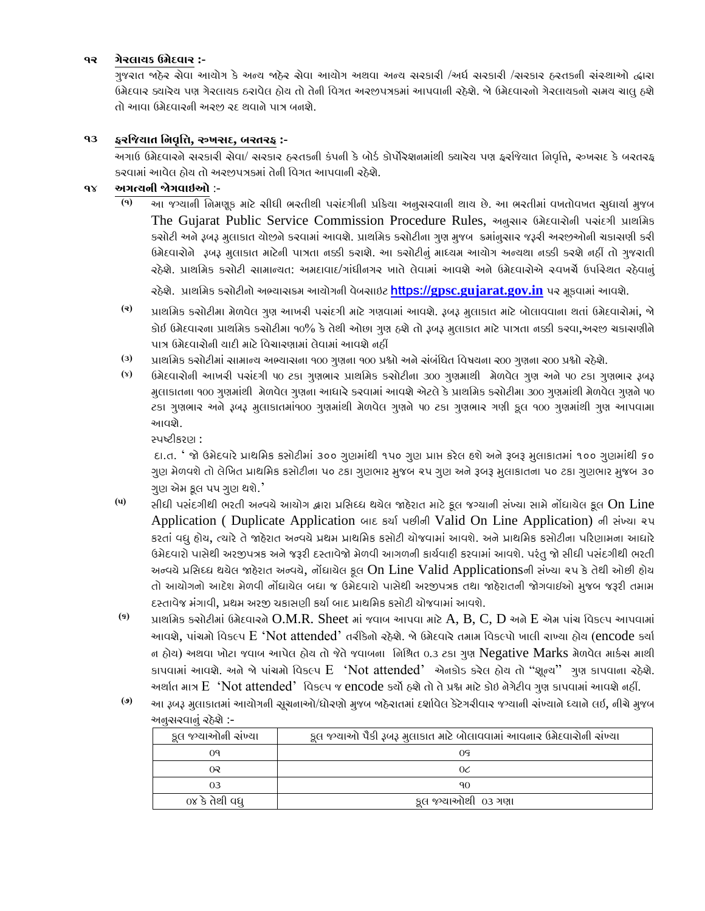### ૧૨ ગેરલાયક ઉમેદવાર :-

ગુજરાત જાહેર સેવા આયોગ કે અન્ય જાહેર સેવા આયોગ અથવા અન્ય સરકારી /અર્ધ સરકારી /સરકાર હસ્તકની સંસ્થાઓ દ્વારા ઉમેદવાર ક્યારેય પણ ગેરલાયક ઠરાવેલ હોય તો તેની વિગત અરજીપત્રકમાં આપવાની રહેશે. જો ઉમેદવારનો ગેરલાયકનો સમય ચાલુ હશે તો આવા ઉમેદવારની અરજી રદ થવાને પાત્ર બનશે.

### ૧૩ ફરજિયાત નિવૃત્તિ, રુખસદ, બરતરફ :-

અગાઉ ઉમેદવારને સરકારી સેવા/ સરકાર હસ્તકની કંપની કે બોર્ડ કોર્પોરેશનમાંથી ક્યારેય પણ ફરજિયાત નિવૃત્તિ, રુખસદ કે બરતરફ કરવામાં આવેલ હોય તો અરજીપત્રકમાં તેની વિગત આપવાની રહેશે.

### ૧૪ અગત્યની જોગવાઇઓ :-

(૧) આ જગ્યાની નિમણૂક માટે સીધી ભરતીથી પસંદગીની પ્રક્રિયા અનુસરવાની થાય છે. આ ભરતીમાં વખતોવખત સુધાર્યા મુજબ The Gujarat Public Service Commission Procedure Rules, અનુસાર ઉમેદવારોની પસંદગી પ્રાથમિક કસોટી અને રૂબરૂ મુલાકાત યોજીને કરવામાં આવશે. પ્રાથમિક કસોટીના ગુણ મુજબ ક્રમાનુસાર જરૂરી અરજીઓની ચકાસણી કરી ઉમેદવારોને રૂબરૂ મુલાકાત માટેની પાત્રતા નક્કી કરાશે. આ કસોટીનું માધ્યમ આયોગ અન્યથા નક્કી કરશે નહીં તો ગુજરાતી રહેશે. પ્રાથમિક કસોટી સામાન્યત: અમદાવાદ/ગાંધીનગર ખાતે લેવામાં આવશે અને ઉમેદવારોએ સ્વખર્ચે ઉપસ્થિત રહેવાનું રહેશે. પ્રાથમિક કસોટીનો અભ્યાસક્રમ આયોગની વેબસાઇટ **https://gpsc.gujarat.gov.in** પર મૂકવામાં આવશે.

(૨) પ્રાથમિક કસોટીમા મેળવેલ ગુણ આખરી પસંદગી માટે ગણવામાં આવશે. રૂબરૂ મુલાકાત માટે બોલાવવાના થતાં ઉમેદવારોમાં, જો કોઈ ઉમેદવારના પ્રાથમિક કસોટીમા ૧૦% કે તેથી ઓછા ગુણ હશે તો રૂબરૂ મુલાકાત માટે પાત્રતા નક્કી કરવા,અરજી ચકાસણીને પાત્ર ઉમેદવારોની યાદી માટે વિચારણામાં લેવામાં આવશે નહીં

(૩) પ્રાથમિક કસોટીમાં સામાન્ય અભ્યાસના ૧૦૦ ગુણના ૧૦૦ પ્રશ્નો અને સંબંધિત વિષયના ૨૦૦ ગુણના ૨૦૦ પ્રશ્નો રહેશે.

(૪) ઉમેદવારોની આખરી પસંદગી ૫૦ ટકા ગુણભાર પ્રાથમિક કસોટીના ૩૦૦ ગુણમાથી મેળવેલ ગુણ અને ૫૦ ટકા ગુણભાર રૂબરૂ મુલાકાતના ૧૦૦ ગુણમાંથી મેળવેલ ગુણના આધારે કરવામાં આવશે એટલે કે પ્રાથમિક કસોટીમા ૩૦૦ ગુણમાંથી મેળવેલ ગુણને ૫૦ ટકા ગુણભાર અને રૂબરૂ મુલાકાતમાં૧૦૦ ગુણમાંથી મેળવેલ ગુણને ૫૦ ટકા ગુણભાર ગણી કૂલ ૧૦૦ ગુણમાંથી ગુણ આપવામા આવશે.

સ્પષ્ટીકરણ :

દા.ત. ' જો ઉમેદવારે પ્રાથમિક કસોટીમાં ૩૦૦ ગુણમાંથી ૧૫૦ ગુણ પ્રાપ્ત કરેલ હશે અને રૂબરૂ મુલાકાતમાં ૧૦૦ ગુણમાંથી ૬૦ ગુણ મેળવશે તો લેખિત પ્રાથમિક કસોટીના ૫૦ ટકા ગુણભાર મુજબ ૨૫ ગુણ અને રૂબરૂ મુલાકાતના ૫૦ ટકા ગુણભાર મુજબ ૩૦ ગુણ એમ કૂલ ૫૫ ગુણ થશે.'

(૫) સીધી પસંદગીથી ભરતી અન્વયે આયોગ દ્વારા પ્રસિધ્ધ થયેલ જાહેરાત માટે કૂલ જગ્યાની સંખ્યા સામે નોંધાયેલ કૂલ On Line Application ( Duplicate Application બાદ કર્યા પછીની Valid On Line Application) ની સંખ્યા ૨૫ કરતાં વધુ હોય, ત્યારે તે જાહેરાત અન્વયે પ્રથમ પ્રાથમિક કસોટી યોજવામાં આવશે. અને પ્રાથમિક કસોટીના પરિણામના આધારે ઉમેદવારો પાસેથી અરજીપત્રક અને જરૂરી દસ્તાવેજો મેળવી આગળની કાર્યવાહી કરવામાં આવશે. પરંતુ જો સીધી પસંદગીથી ભરતી અન્વયે પ્રસિધ્ધ થયેલ જાહેરાત અન્વયે, નોંધાયેલ કૂલ On Line Valid Applicationsની સંખ્યા ૨૫ કે તેથી ઓછી હોય તો આયોગનો આદેશ મેળવી નોંધાયેલ બધા જ ઉમેદવારો પાસેથી અરજીપત્રક તથા જાહેરાતની જોગવાઇઓ મુજબ જરૂરી તમામ દસ્તાવેજ મંગાવી, પ્રથમ અરજી ચકાસણી કર્યા બાદ પ્રાથમિક કસોટી યોજવામાં આવશે.

(૬) પ્રાથમિક કસોટીમાં ઉમેદવારને O.M.R. Sheet માં જવાબ આપવા માટે A, B, C, D અને E એમ પાંચ વિકલ્પ આપવામાં આવશે, પાંચમો વિકલ્પ E 'Not attended' તરીકેનો રહેશે. જો ઉમેદવારે તમામ વિકલ્પો ખાલી રાખ્યા હોય (encode કર્યા ન હોય) અથવા ખોટા જવાબ આપેલ હોય તો જે તે જવાબના નિશ્ચિત ૦.૩ ટકા ગુણ Negative Marks મેળવેલ માર્કસ માથી કાપવામાં આવશે. અને જો પાંચમો વિકલ્પ E 'Not attended' એનકોડ કરેલ હોય તો "શૂન્ય" ગુણ કાપવાના રહેશે. અર્થાત માત્ર E 'Not attended' વિકલ્પ જ encode કર્યો હશે તો તે પ્રશ્ન માટે કોઇ નેગેટીવ ગુણ કાપવામાં આવશે નહીં.

(૭) આ રૂબરૂ મુલાકાતમાં આયોગની સૂચનાઓ/ધોરણો મુજબ જાહેરાતમાં દર્શાવેલ કેટેગરીવાર જગ્યાની સંખ્યાને ધ્યાને લઈ, નીચે મુજબ અનુસરવાનું રહેશે :-

| કૂલ જગ્યાઓની સંખ્યા | કૂલ જગ્યાઓ પૈકી રૂબરૂ મુલાકાત માટે બોલાવવામાં આવનાર ઉમેદવારોની સંખ્યા |
|---|---|
| ૦૧ | ૦૬ |
| ૦૨ | ૦૮ |
| ૦૩ | ૧૦ |
| ૦૪ કે તેથી વધુ | કૂલ જગ્યાઓથી ૦૩ ગણા |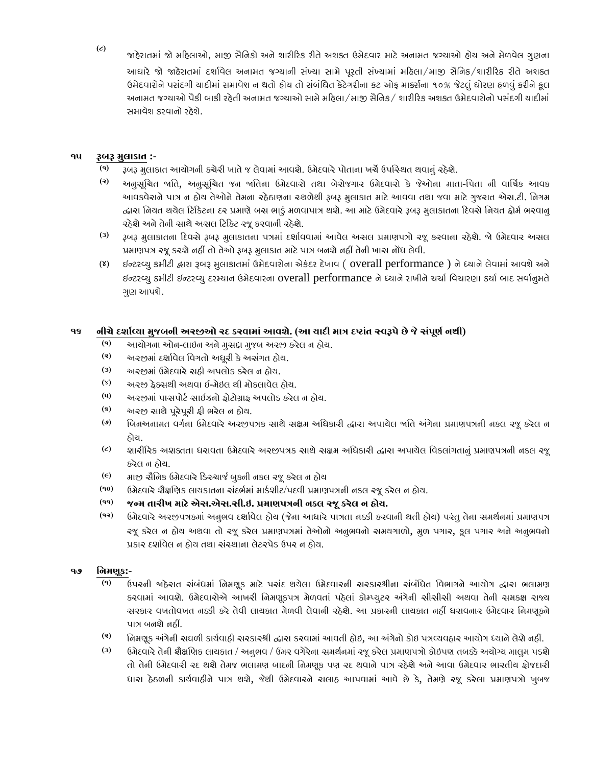(૮) જાહેરાતમાં જો મહિલાઓ, માજી સૈનિકો અને શારીરિક રીતે અશક્ત ઉમેદવાર માટે અનામત જગ્યાઓ હોય અને મેળવેલ ગુણના આધારે જો જાહેરાતમાં દર્શાવેલ અનામત જગ્યાની સંખ્યા સામે પૂરતી સંખ્યામાં મહિલા/માજી સૈનિક/શારીરિક રીતે અશક્ત ઉમેદવારોને પસંદગી યાદીમાં સમાવેશ ન થતો હોય તો સંબંધિત કેટેગરીના કટ ઓફ માર્ક્સના ૧૦% જેટલું ધોરણ હળવું કરીને કૂલ અનામત જગ્યાઓ પૈકી બાકી રહેતી અનામત જગ્યાઓ સામે મહિલા/માજી સૈનિક/ શારીરિક અશક્ત ઉમેદવારોનો પસંદગી યાદીમાં સમાવેશ કરવાનો રહેશે.

## ૧૫ રૂબરૂ મુલાકાત :-

(૧) રૂબરૂ મુલાકાત આયોગની કચેરી ખાતે જ લેવામાં આવશે. ઉમેદવારે પોતાના ખર્ચે ઉપસ્થિત થવાનું રહેશે.

(૨) અનુસૂચિત જાતિ, અનુસૂચિત જન જાતિના ઉમેદવારો તથા બેરોજગાર ઉમેદવારો કે જેઓના માતા-પિતા ની વાર્ષિક આવક આવકવેરાને પાત્ર ન હોય તેઓને તેમના રહેઠાણના સ્થળેથી રૂબરૂ મુલાકાત માટે આવવા તથા જવા માટે ગુજરાત એસ.ટી. નિગમ દ્વારા નિયત થયેલ ટિકિટના દર પ્રમાણે બસ ભાડું મળવાપાત્ર થશે. આ માટે ઉમેદવારે રૂબરૂ મુલાકાતના દિવસે નિયત ફોર્મ ભરવાનુ રહેશે અને તેની સાથે અસલ ટિકિટ રજૂ કરવાની રહેશે.

(૩) રૂબરૂ મુલાકાતના દિવસે રૂબરૂ મુલાકાતના પત્રમાં દર્શાવવામાં આવેલ અસલ પ્રમાણપત્રો રજૂ કરવાના રહેશે. જો ઉમેદવાર અસલ પ્રમાણપત્ર રજૂ કરશે નહીં તો તેઓ રૂબરૂ મુલાકાત માટે પાત્ર બનશે નહીં તેની ખાસ નોંધ લેવી.

(૪) ઇન્ટરવ્યુ કમીટી દ્વારા રૂબરૂ મુલાકાતમાં ઉમેદવારોના એકંદર દેખાવ ( overall performance ) ને ધ્યાને લેવામાં આવશે અને ઇન્ટરવ્યુ કમીટી ઇન્ટરવ્યુ દરમ્યાન ઉમેદવારના overall performance ને ધ્યાને રાખીને ચર્ચા વિચારણા કર્યા બાદ સર્વાનુમતે ગુણ આપશે.

## ૧૬ નીચે દર્શાવ્યા મુજબની અરજીઓ રદ કરવામાં આવશે. (આ યાદી માત્ર દૃષ્ટાંત સ્વરૂપે છે જે સંપૂર્ણ નથી)

(૧) આયોગના ઓન-લાઇન અને મુસદ્દા મુજબ અરજી કરેલ ન હોય.

(૨) અરજીમાં દર્શાવેલ વિગતો અધૂરી કે અસંગત હોય.

(૩) અરજીમાં ઉમેદવારે સહી અપલોડ કરેલ ન હોય.

(૪) અરજી ફેક્સથી અથવા ઈ-મેઇલ થી મોકલાવેલ હોય.

(૫) અરજીમાં પાસપોર્ટ સાઈઝનો ફોટોગ્રાફ અપલોડ કરેલ ન હોય.

(૬) અરજી સાથે પૂરેપૂરી ફી ભરેલ ન હોય.

(૭) બિનઅનામત વર્ગના ઉમેદવારે અરજીપત્રક સાથે સક્ષમ અધિકારી દ્વારા અપાયેલ જાતિ અંગેના પ્રમાણપત્રની નકલ રજૂ કરેલ ન હોય.

(૮) શારીરિક અશક્તતા ધરાવતા ઉમેદવારે અરજીપત્રક સાથે સક્ષમ અધિકારી દ્વારા અપાયેલ વિકલાંગતાનું પ્રમાણપત્રની નકલ રજૂ કરેલ ન હોય.

(૯) માજી સૈનિક ઉમેદવારે ડિસ્ચાર્જ બુકની નકલ રજૂ કરેલ ન હોય

(૧૦) ઉમેદવારે શૈક્ષણિક લાયકાતના સંદર્ભમાં માર્કશીટ/પદવી પ્રમાણપત્રની નકલ રજૂ કરેલ ન હોય.

(૧૧) **જન્મ તારીખ માટે એસ.એસ.સી.ઇ. પ્રમાણપત્રની નકલ રજૂ કરેલ ન હોય.**

(૧૨) ઉમેદવારે અરજીપત્રકમાં અનુભવ દર્શાવેલ હોય (જેના આધારે પાત્રતા નક્કી કરવાની થતી હોય) પરંતુ તેના સમર્થનમાં પ્રમાણપત્ર રજૂ કરેલ ન હોય અથવા તો રજૂ કરેલ પ્રમાણપત્રમાં તેઓનો અનુભવનો સમયગાળો, મુળ પગાર, કૂલ પગાર અને અનુભવનો પ્રકાર દર્શાવેલ ન હોય તથા સંસ્થાના લેટરપેડ ઉપર ન હોય.

## ૧૭ નિમણૂક:-

(૧) ઉપરની જાહેરાત સંબંધમાં નિમણૂક માટે પસંદ થયેલા ઉમેદવારની સરકારશ્રીના સંબંધિત વિભાગને આયોગ દ્વારા ભલામણ કરવામાં આવશે. ઉમેદવારોએ આખરી નિમણૂકપત્ર મેળવતાં પહેલાં કોમ્પ્યુટર અંગેની સીસીસી અથવા તેની સમકક્ષ રાજ્ય સરકાર વખતોવખત નક્કી કરે તેવી લાયકાત મેળવી લેવાની રહેશે. આ પ્રકારની લાયકાત નહીં ધરાવનાર ઉમેદવાર નિમણૂકને પાત્ર બનશે નહીં.

(૨) નિમણૂક અંગેની સઘળી કાર્યવાહી સરકારશ્રી દ્વારા કરવામાં આવતી હોઇ, આ અંગેનો કોઇ પત્રવ્યવહાર આયોગ ધ્યાને લેશે નહીં.

(૩) ઉમેદવારે તેની શૈક્ષણિક લાયકાત / અનુભવ / ઉંમર વગેરેના સમર્થનમાં રજૂ કરેલ પ્રમાણપત્રો કોઇપણ તબક્કે અયોગ્ય માલુમ પડશે તો તેની ઉમેદવારી રદ થશે તેમજ ભલામણ બાદની નિમણૂક પણ રદ થવાને પાત્ર રહેશે અને આવા ઉમેદવાર ભારતીય ફોજદારી ધારા હેઠળની કાર્યવાહીને પાત્ર થશે, જેથી ઉમેદવારને સલાહ આપવામાં આવે છે કે, તેમણે રજૂ કરેલા પ્રમાણપત્રો ખુબજ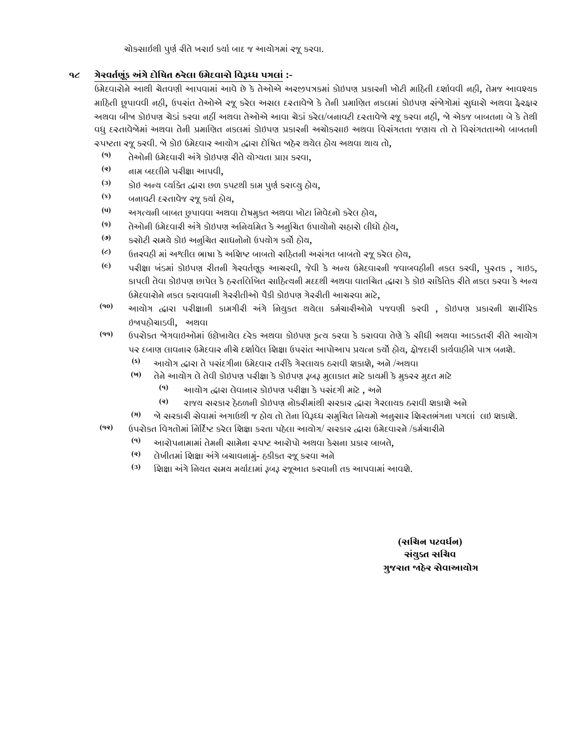ચોક્સાઈથી પુર્ણ રીતે ખરાઈ કર્યા બાદ જ આયોગમાં રજૂ કરવા.

## ૧૮ ગેરવર્તણૂંક અંગે દોષિત ઠરેલા ઉમેદવારો વિરૂધ્ધ પગલાં :-

ઉમેદવારોને આથી ચેતવણી આપવામાં આવે છે કે તેઓએ અરજીપત્રકમાં કોઇપણ પ્રકારની ખોટી માહિતી દર્શાવવી નહી, તેમજ આવશ્યક માહિતી છૂપાવવી નહી, ઉપરાંત તેઓએ રજૂ કરેલ અસલ દસ્તાવેજો કે તેની પ્રમાણિત નકલમાં કોઇપણ સંજોગોમાં સુધારો અથવા ફેરફાર અથવા બીજા કોઇપણ ચેડાં કરવા નહીં અથવા તેઓએ આવા ચેડાં કરેલ/બનાવટી દસ્તાવેજો રજૂ કરવા નહી, જો એકજ બાબતના બે કે તેથી વધુ દસ્તાવેજોમાં અથવા તેની પ્રમાણિત નકલમાં કોઇપણ પ્રકારની અચોક્સાઇ અથવા વિસંગતતા જણાય તો તે વિસંગતતાઓ બાબતની સ્પષ્ટતા રજૂ કરવી. જો કોઇ ઉમેદવાર આયોગ દ્વારા દોષિત જાહેર થયેલ હોય અથવા થાય તો,

(૧) તેઓની ઉમેદવારી અંગે કોઇપણ રીતે યોગ્યતા પ્રાપ્ત કરવા,

(૨) નામ બદલીને પરીક્ષા આપવી,

(૩) કોઇ અન્ય વ્યક્તિ દ્વારા છળ કપટથી કામ પુર્ણ કરાવ્યુ હોય,

(૪) બનાવટી દસ્તાવેજ રજૂ કર્યા હોય,

(૫) અગત્યની બાબત છુપાવવા અથવા દોષમુક્ત અથવા ખોટા નિવેદનો કરેલ હોય,

(૬) તેઓની ઉમેદવારી અંગે કોઇપણ અનિયમિત કે અનુચિત ઉપાયોનો સહારો લીધો હોય,

(૭) કસોટી સમયે કોઇ અનુચિત સાધનોનો ઉપયોગ કર્યો હોય,

(૮) ઉત્તરવહી માં અશ્લીલ ભાષા કે અશિષ્ટ બાબતો સહિતની અસંગત બાબતો રજૂ કરેલ હોય,

(૯) પરીક્ષા ખંડમાં કોઇપણ રીતની ગેરવર્તણૂક આચરવી, જેવી કે અન્ય ઉમેદવારની જવાબવહીની નકલ કરવી, પુસ્તક , ગાઇડ, કાપલી તેવા કોઇપણ છાપેલ કે હસ્તલિખિત સાહિત્યની મદદથી અથવા વાતચિત દ્વારા કે કોઇ સાંકેતિક રીતે નકલ કરવા કે અન્ય ઉમેદવારોને નકલ કરાવવાની ગેરરીતીઓ પૈકી કોઇપણ ગેરરીતી આચરવા માટે,

(૧૦) આયોગ દ્વારા પરીક્ષાની કામગીરી અંગે નિયુકત થયેલા કર્મચારીઓને પજવણી કરવી , કોઇપણ પ્રકારની શારીરિક ઇજાપહોચાડવી, અથવા

(૧૧) ઉપરોક્ત જોગવાઇઓમાં ઉલ્લેખાયેલ દરેક અથવા કોઇપણ કૃત્ય કરવા કે કરાવવા તેણે કે સીધી અથવા આડકતરી રીતે આયોગ પર દબાણ લાવનાર ઉમેદવાર નીચે દર્શાવેલ શિક્ષા ઉપરાંત આપોઆપ પ્રયત્ન કર્યો હોય, ફોજદારી કાર્યવાહીને પાત્ર બનશે.

- (ક) આયોગ દ્વારા તે પસંદગીના ઉમેદવાર તરીકે ગેરલાયક ઠરાવી શકાશે, અને /અથવા
- (ખ) તેને આયોગ તે તેવી કોઇપણ પરીક્ષા કે કોઇપણ રૂબરૂ મુલાકાત માટે કાયમી કે મુકરર મુદત માટે
  - (૧) આયોગ દ્વારા લેવાનાર કોઇપણ પરીક્ષા કે પસંદગી માટે , અને
  - (૨) રાજ્ય સરકાર હેઠળની કોઇપણ નોકરીમાંથી સરકાર દ્વારા ગેરલાયક ઠરાવી શકાશે અને
- (ગ) જો સરકારી સેવામાં અગાઉથી જ હોય તો તેના વિરૂધ્ધ સમુચિત નિયમો અનુસાર શિસ્તભંગના પગલાં લઇ શકાશે.

(૧૨) ઉપરોક્ત વિગતોમાં નિર્દિષ્ટ કરેલ શિક્ષા કરતા પહેલા આયોગ/ સરકાર દ્વારા ઉમેદવારને /કર્મચારીને

- (૧) આરોપનામામાં તેમની સામેના સ્પષ્ટ આરોપો અથવા કેસના પ્રકાર બાબતે,
- (૨) લેખીતમાં શિક્ષા અંગે બચાવનામું- હકીકત રજૂ કરવા અને
- (૩) શિક્ષા અંગે નિયત સમય મર્યાદામાં રૂબરૂ રજૂઆત કરવાની તક આપવામાં આવશે.

**(સચિન પટવર્ધન)**
**સંયુક્ત સચિવ**
**ગુજરાત જાહેર સેવાઆયોગ**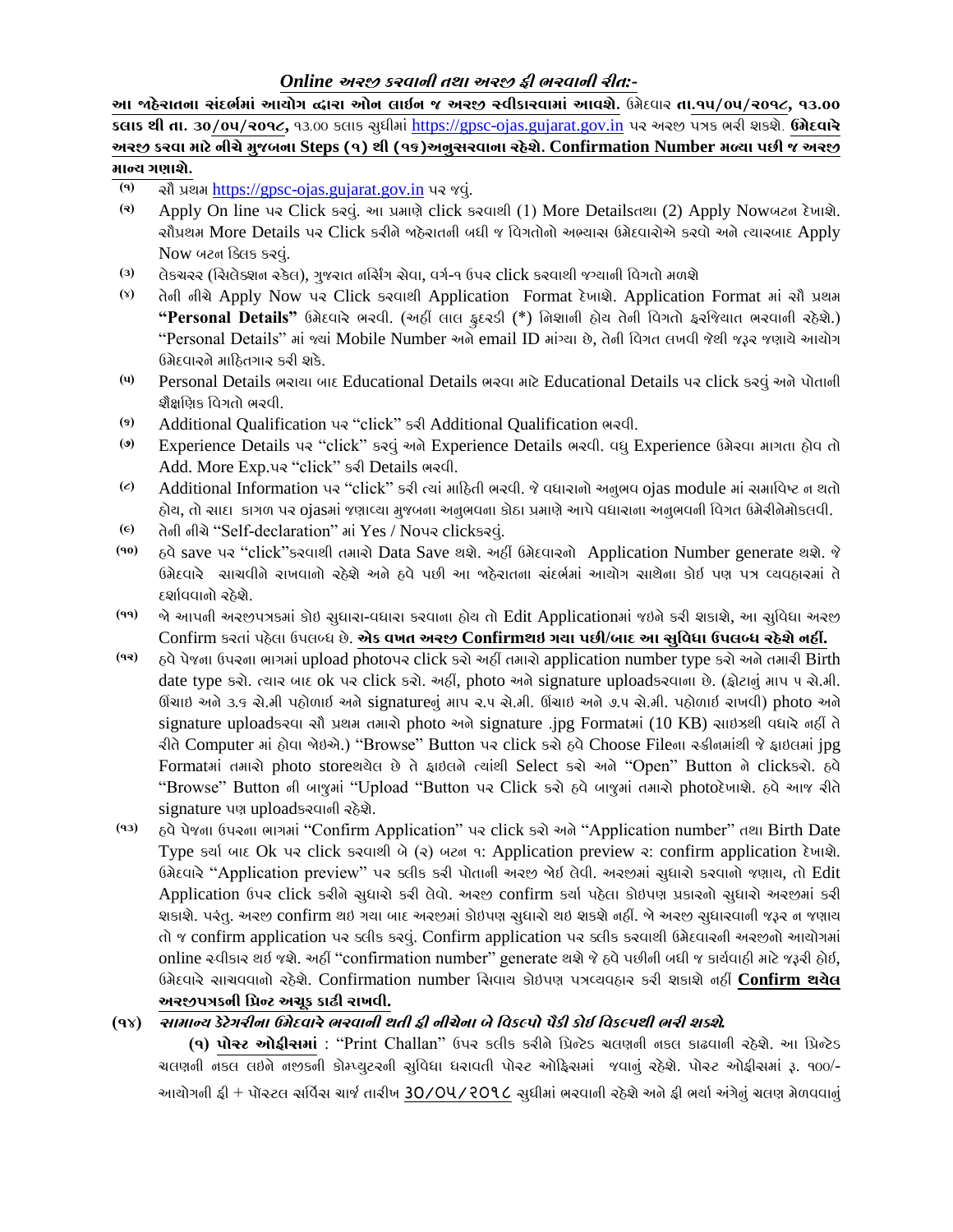## *Online અરજી કરવાની તથા અરજી ફી ભરવાની રીત:-*

**આ જાહેરાતના સંદર્ભમાં આયોગ દ્વારા ઓન લાઈન જ અરજી સ્વીકારવામાં આવશે.** ઉમેદવાર **તા.૧૫/૦૫/૨૦૧૮, ૧૩.૦૦ કલાક થી તા. ૩૦/૦૫/૨૦૧૮,** ૧૩.૦૦ કલાક સુધીમાં https://gpsc-ojas.gujarat.gov.in પર અરજી પત્રક ભરી શકશે. **ઉમેદવારે અરજી કરવા માટે નીચે મુજબના Steps (૧) થી (૧૬)અનુસરવાના રહેશે. Confirmation Number મળ્યા પછી જ અરજી માન્ય ગણાશે.**

(૧) સૌ પ્રથમ https://gpsc-ojas.gujarat.gov.in પર જવું.

(૨) Apply On line પર Click કરવું. આ પ્રમાણે click કરવાથી (1) More Detailsતથા (2) Apply Nowબટન દેખાશે. સૌપ્રથમ More Details પર Click કરીને જાહેરાતની બધી જ વિગતોનો અભ્યાસ ઉમેદવારોએ કરવો અને ત્યારબાદ Apply Now બટન ક્લિક કરવું.

(૩) લેકચરર (સિલેક્શન સ્કેલ), ગુજરાત નર્સિંગ સેવા, વર્ગ-૧ ઉપર click કરવાથી જગ્યાની વિગતો મળશે

(૪) તેની નીચે Apply Now પર Click કરવાથી Application Format દેખાશે. Application Format માં સૌ પ્રથમ **"Personal Details"** ઉમેદવારે ભરવી. (અહીં લાલ ફુદરડી (*) નિશાની હોય તેની વિગતો ફરજિયાત ભરવાની રહેશે.) "Personal Details" માં જ્યાં Mobile Number અને email ID માંગ્યા છે, તેની વિગત લખવી જેથી જરૂર જણાયે આયોગ ઉમેદવારને માહિતગાર કરી શકે.

(૫) Personal Details ભરાયા બાદ Educational Details ભરવા માટે Educational Details પર click કરવું અને પોતાની શૈક્ષણિક વિગતો ભરવી.

(૬) Additional Qualification પર "click" કરી Additional Qualification ભરવી.

(૭) Experience Details પર "click" કરવું અને Experience Details ભરવી. વધુ Experience ઉમેરવા માગતા હોવ તો Add. More Exp.પર "click" કરી Details ભરવી.

(૮) Additional Information પર "click" કરી ત્યાં માહિતી ભરવી. જે વધારાનો અનુભવ ojas module માં સમાવિષ્ટ ન થતો હોય, તો સાદા કાગળ પર ojasમાં જણાવ્યા મુજબના અનુભવના કોઠા પ્રમાણે આપે વધારાના અનુભવની વિગત ઉમેરીનેમોકલવી.

(૯) તેની નીચે "Self-declaration" માં Yes / Noપર clickકરવું.

(૧૦) હવે save પર "click"કરવાથી તમારો Data Save થશે. અહીં ઉમેદવારનો Application Number generate થશે. જે ઉમેદવારે સાચવીને રાખવાનો રહેશે અને હવે પછી આ જાહેરાતના સંદર્ભમાં આયોગ સાથેના કોઈ પણ પત્ર વ્યવહારમાં તે દર્શાવવાનો રહેશે.

(૧૧) જો આપની અરજીપત્રકમાં કોઇ સુધારા-વધારા કરવાના હોય તો Edit Applicationમાં જઇને કરી શકાશે, આ સુવિધા અરજી Confirm કરતાં પહેલા ઉપલબ્ધ છે. **એક વખત અરજી Confirmથઇ ગયા પછી/બાદ આ સુવિધા ઉપલબ્ધ રહેશે નહીં.**

(૧૨) હવે પેજના ઉપરના ભાગમાં upload photoપર click કરો અહીં તમારો application number type કરો અને તમારી Birth date type કરો. ત્યાર બાદ ok પર click કરો. અહીં, photo અને signature uploadકરવાના છે. (ફોટાનું માપ ૫ સે.મી. ઊંચાઇ અને ૩.૬ સે.મી પહોળાઇ અને signatureનું માપ ૨.૫ સે.મી. ઊંચાઇ અને ૭.૫ સે.મી. પહોળાઇ રાખવી) photo અને signature uploadકરવા સૌ પ્રથમ તમારો photo અને signature .jpg Formatમાં (10 KB) સાઇઝથી વધારે નહીં તે રીતે Computer માં હોવા જોઇએ.) "Browse" Button પર click કરો હવે Choose Fileના સ્ક્રીનમાંથી જે ફાઇલમાં jpg Formatમાં તમારો photo storeથયેલ છે તે ફાઇલને ત્યાંથી Select કરો અને "Open" Button ને clickકરો. હવે "Browse" Button ની બાજુમાં "Upload "Button પર Click કરો હવે બાજુમાં તમારો photoદેખાશે. હવે આજ રીતે signature પણ uploadકરવાની રહેશે.

(૧૩) હવે પેજના ઉપરના ભાગમાં "Confirm Application" પર click કરો અને "Application number" તથા Birth Date Type કર્યા બાદ Ok પર click કરવાથી બે (૨) બટન ૧: Application preview ૨: confirm application દેખાશે. ઉમેદવારે "Application preview" પર ક્લીક કરી પોતાની અરજી જોઇ લેવી. અરજીમાં સુધારો કરવાનો જણાય, તો Edit Application ઉપર click કરીને સુધારો કરી લેવો. અરજી confirm કર્યા પહેલા કોઇપણ પ્રકારનો સુધારો અરજીમાં કરી શકાશે. પરંતુ. અરજી confirm થઇ ગયા બાદ અરજીમાં કોઇપણ સુધારો થઇ શકશે નહીં. જો અરજી સુધારવાની જરૂર ન જણાય તો જ confirm application પર ક્લીક કરવું. Confirm application પર ક્લીક કરવાથી ઉમેદવારની અરજીનો આયોગમાં online સ્વીકાર થઈ જશે. અહીં "confirmation number" generate થશે જે હવે પછીની બધી જ કાર્યવાહી માટે જરૂરી હોઈ, ઉમેદવારે સાચવવાનો રહેશે. Confirmation number સિવાય કોઇપણ પત્રવ્યવહાર કરી શકાશે નહીં **Confirm થયેલ અરજીપત્રકની પ્રિન્ટ અચૂક કાઢી રાખવી.**

**(૧૪) *સામાન્ય કેટેગરીના ઉમેદવારે ભરવાની થતી ફી નીચેના બે વિકલ્પો પૈકી કોઈ વિકલ્પથી ભરી શકશે.***

**(૧) પોસ્ટ ઓફીસમાં** : "Print Challan" ઉપર ક્લીક કરીને પ્રિન્ટેડ ચલણની નકલ કાઢવાની રહેશે. આ પ્રિન્ટેડ ચલણની નકલ લઇને નજીકની કોમ્પ્યુટરની સુવિધા ધરાવતી પોસ્ટ ઓફિસમાં જવાનું રહેશે. પોસ્ટ ઓફીસમાં રૂ. ૧૦૦/- આયોગની ફી + પૉસ્ટલ સર્વિસ ચાર્જ તારીખ **૩૦/૦૫/૨૦૧૮** સુધીમાં ભરવાની રહેશે અને ફી ભર્યા અંગેનું ચલણ મેળવવાનું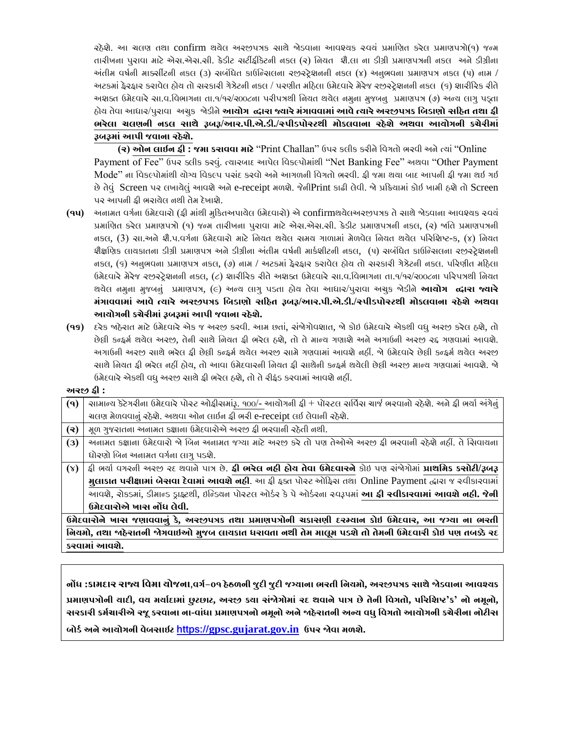રહેશે. આ ચલણ તથા confirm થયેલ અરજીપત્રક સાથે જોડવાના આવશ્યક સ્વયં પ્રમાણિત કરેલ પ્રમાણપત્રો(૧) જન્મ તારીખના પુરાવા માટે એસ.એસ.સી. કેડીટ સર્ટીફીકેટની નકલ (૨) નિયત શૈ.લા ના ડીગ્રી પ્રમાણપત્રની નકલ અને ડીગ્રીના અંતીમ વર્ષની માર્કસીટની નકલ (૩) સબંધિત કાઉન્સિલના રજીસ્ટ્રેશનની નકલ (૪) અનુભવના પ્રમાણપત્ર નકલ (૫) નામ / અટકમાં ફેરફાર કરાવેલ હોય તો સરકારી ગેઝેટની નકલ / પરણીત મહિલા ઉમેદવારે મેરેજ રજીસ્ટ્રેશનની નકલ (૬) શારીરિક રીતે અશક્ત ઉમેદવારે સા.વ.વિભાગના તા.૧/૧૨/૨૦૦૮ના પરીપત્રથી નિયત થયેલ નમુના મુજબનુ પ્રમાણપત્ર (૭) અન્ય લાગુ પડ્તા હોય તેવા આધાર/પુરાવા અચુક જોડીને **આયોગ દ્વારા જ્યારે મંગાવવામાં આવે ત્યારે અરજીપત્રક બિડાણો સહિત તથા ફી ભરેલા ચલણની નકલ સાથે રૂબરૂ/આર.પી.એ.ડી./સ્પીડપોસ્ટથી મોકલવાના રહેશે અથવા આયોગની કચેરીમાં રૂબરૂમાં આપી જવાના રહેશે.**

**(૨) ઓન લાઈન ફી : જમા કરાવવા માટે** "Print Challan" ઉપર કલીક કરીને વિગતો ભરવી અને ત્યાં "Online Payment of Fee" ઉપર કલીક કરવું. ત્યારબાદ આપેલ વિકલ્પોમાંથી "Net Banking Fee" અથવા "Other Payment Mode" ના વિકલ્પોમાંથી યોગ્ય વિકલ્પ પસંદ કરવો અને આગળની વિગતો ભરવી. ફી જમા થયા બાદ આપની ફી જમા થઇ ગઈ છે તેવું Screen પર લખાયેલું આવશે અને e-receipt મળશે. જેનીPrint કાઢી લેવી. જો પ્રક્રિયામાં કોઈ ખામી હશે તો Screen પર આપની ફી ભરાયેલ નથી તેમ દેખાશે.

**(૧૫)** અનામત વર્ગના ઉમેદવારો (ફી માંથી મુક્તિઅપાયેલ ઉમેદવારો) એ confirmથયેલઅરજીપત્રક તે સાથે જોડવાના આવશ્યક સ્વયં પ્રમાણિત કરેલ પ્રમાણપત્રો (૧) જન્મ તારીખના પુરાવા માટે એસ.એસ.સી. કેડીટ પ્રમાણપત્રની નકલ, (૨) જાતિ પ્રમાણપત્રની નકલ, (3) સા.અને શૈ.પ.વર્ગના ઉમેદવારો માટે નિયત થયેલ સમય ગાળામાં મેળવેલ નિયત થયેલ પરિશિષ્ટ-ક, (૪) નિયત શૈક્ષણિક લાયકાતના ડીગ્રી પ્રમાણપત્ર અને ડીગ્રીના અંતીમ વર્ષની માર્કશીટની નકલ, (૫) સબંધિત કાઉન્સિલના રજીસ્ટ્રેશનની નકલ, (૬) અનુભવના પ્રમાણપત્ર નકલ, (૭) નામ / અટકમાં ફેરફાર કરાવેલ હોય તો સરકારી ગેઝેટની નકલ. પરિણીત મહિલા ઉમેદવારે મેરેજ રજીસ્ટ્રેશનની નકલ, (૮) શારીરિક રીતે અશક્ત ઉમેદવારે સા.વ.વિભાગના તા.૧/૧૨/૨૦૦૮ના પરિપત્રથી નિયત થયેલ નમુના મુજબનું પ્રમાણપત્ર, (૯) અન્ય લાગુ પડતા હોય તેવા આધાર/પુરાવા અચુક જોડીને **આયોગ દ્વારા જ્યારે મંગાવવામાં આવે ત્યારે અરજીપત્રક બિડાણો સહિત રૂબરૂ/આર.પી.એ.ડી./સ્પીડપોસ્ટથી મોકલવાના રહેશે અથવા આયોગની કચેરીમાં રૂબરૂમાં આપી જવાના રહેશે.**

**(૧૬)** દરેક જાહેરાત માટે ઉમેદવારે એક જ અરજી કરવી. આમ છતાં, સંજોગોવશાત, જો કોઇ ઉમેદવારે એકથી વધુ અરજી કરેલ હશે, તો છેલ્લી કન્ફર્મ થયેલ અરજી, તેની સાથે નિયત ફી ભરેલ હશે, તો તે માન્ય ગણાશે અને અગાઉની અરજી રદ્દ ગણવામાં આવશે. અગાઉની અરજી સાથે ભરેલ ફી છેલ્લી કન્ફર્મ થયેલ અરજી સામે ગણવામાં આવશે નહીં. જો ઉમેદવારે છેલ્લી કન્ફર્મ થયેલ અરજી સાથે નિયત ફી ભરેલ નહીં હોય, તો આવા ઉમેદવારની નિયત ફી સાથેની કન્ફર્મ થયેલી છેલ્લી અરજી માન્ય ગણવામાં આવશે. જો ઉમેદવારે એકથી વધુ અરજી સાથે ફી ભરેલ હશે, તો તે રીફંડ કરવામાં આવશે નહીં.

**અરજી ફી :**

| | |
|---|---|
| (૧) | સામાન્ય કેટેગરીના ઉમેદવારે પોસ્ટ ઓફીસમાંરૂ. ૧૦૦/- આયોગની ફી + પૉસ્ટલ સર્વિસ ચાર્જ ભરવાનો રહેશે. અને ફી ભર્યા અંગેનું ચલણ મેળવવાનું રહેશે. અથવા ઓન લાઈન ફી ભરી e-receipt લઈ લેવાની રહેશે. |
| (૨) | મૂળ ગુજરાતના અનામત કક્ષાના ઉમેદવારોએ અરજી ફી ભરવાની રહેતી નથી. |
| (૩) | અનામત કક્ષાના ઉમેદવારો જો બિન અનામત જગ્યા માટે અરજી કરે તો પણ તેઓએ અરજી ફી ભરવાની રહેશે નહીં. તે સિવાયના ધોરણો બિન અનામત વર્ગના લાગુ પડશે. |
| (૪) | ફી ભર્યા વગરની અરજી રદ થવાને પાત્ર છે. **ફી ભરેલ નહી હોય તેવા ઉમેદવારને** કોઇ પણ સંજોગોમાં **પ્રાથમિક કસોટી/રૂબરૂ મુલાકાત પરીક્ષામાં બેસવા દેવામાં આવશે નહી**. આ ફી ફક્ત પોસ્ટ ઓફિસ તથા Online Payment દ્વારા જ સ્વીકારવામાં આવશે, રોકડમાં, ડીમાન્ડ ડ્રાફ્ટથી, ઈન્ડિયન પોસ્ટલ ઓર્ડર કે પે ઓર્ડરના સ્વરૂપમાં **આ ફી સ્વીકારવામાં આવશે નહી. જેની ઉમેદવારોએ ખાસ નોંધ લેવી.** |
| **ઉમેદવારોને ખાસ જણાવવાનું કે, અરજીપત્રક તથા પ્રમાણપત્રોની ચકાસણી દરમ્યાન કોઇ ઉમેદવાર, આ જગ્યા ના ભરતી નિયમો, તથા જાહેરાતની જોગવાઇઓ મુજબ લાયકાત ધરાવતા નથી તેમ માલૂમ પડશે તો તેમની ઉમેદવારી કોઇ પણ તબક્કે રદ કરવામાં આવશે.** | |

**નોંધ :કામદાર રાજ્ય વિમા યોજના,વર્ગ-૦૧ હેઠળની જુદી જુદી જગ્યાના ભરતી નિયમો, અરજીપત્રક સાથે જોડવાના આવશ્યક પ્રમાણપત્રોની યાદી, વય મર્યાદામાં છુટછાટ, અરજી કયા સંજોગોમાં રદ થવાને પાત્ર છે તેની વિગતો, પરિશિષ્ટ'ક' નો નમૂનો, સરકારી કર્મચારીએ રજૂ કરવાના ના-વાંધા પ્રમાણપત્રનો નમૂનો અને જાહેરાતની અન્ય વધુ વિગતો આયોગની કચેરીના નોટીસ બોર્ડ અને આયોગની વેબસાઇટ https://gpsc.gujarat.gov.in ઉપર જોવા મળશે.**